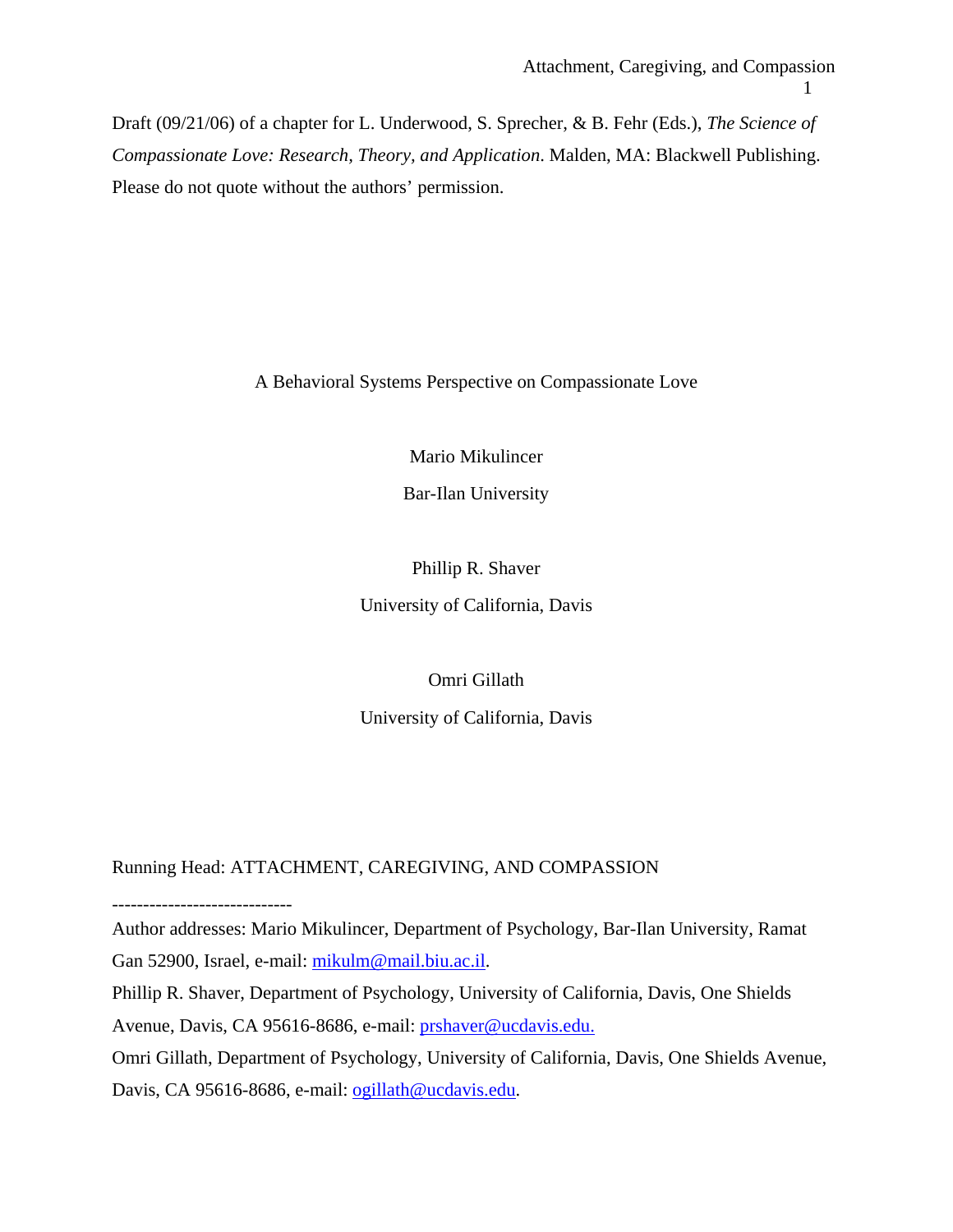Draft (09/21/06) of a chapter for L. Underwood, S. Sprecher, & B. Fehr (Eds.), *The Science of Compassionate Love: Research, Theory, and Application*. Malden, MA: Blackwell Publishing. Please do not quote without the authors' permission.

# A Behavioral Systems Perspective on Compassionate Love

Mario Mikulincer

Bar-Ilan University

Phillip R. Shaver

University of California, Davis

Omri Gillath

University of California, Davis

Running Head: ATTACHMENT, CAREGIVING, AND COMPASSION

-----------------------------

Author addresses: Mario Mikulincer, Department of Psychology, Bar-Ilan University, Ramat Gan 52900, Israel, e-mail: mikulm@mail.biu.ac.il.

Phillip R. Shaver, Department of Psychology, University of California, Davis, One Shields Avenue, Davis, CA 95616-8686, e-mail: prshaver@ucdavis.edu.

Omri Gillath, Department of Psychology, University of California, Davis, One Shields Avenue, Davis, CA 95616-8686, e-mail: ogillath@ucdavis.edu.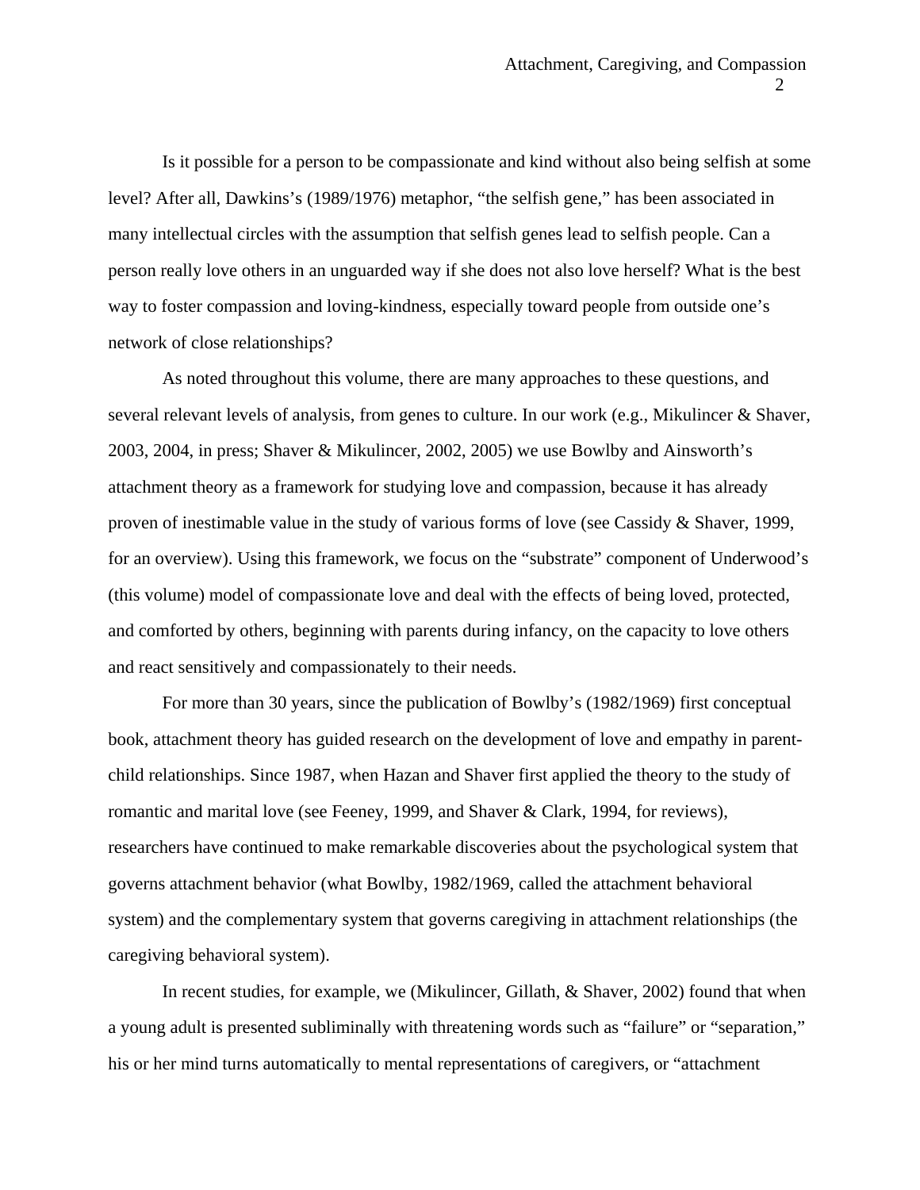Is it possible for a person to be compassionate and kind without also being selfish at some level? After all, Dawkins's (1989/1976) metaphor, "the selfish gene," has been associated in many intellectual circles with the assumption that selfish genes lead to selfish people. Can a person really love others in an unguarded way if she does not also love herself? What is the best way to foster compassion and loving-kindness, especially toward people from outside one's network of close relationships?

As noted throughout this volume, there are many approaches to these questions, and several relevant levels of analysis, from genes to culture. In our work (e.g., Mikulincer & Shaver, 2003, 2004, in press; Shaver & Mikulincer, 2002, 2005) we use Bowlby and Ainsworth's attachment theory as a framework for studying love and compassion, because it has already proven of inestimable value in the study of various forms of love (see Cassidy & Shaver, 1999, for an overview). Using this framework, we focus on the "substrate" component of Underwood's (this volume) model of compassionate love and deal with the effects of being loved, protected, and comforted by others, beginning with parents during infancy, on the capacity to love others and react sensitively and compassionately to their needs.

For more than 30 years, since the publication of Bowlby's (1982/1969) first conceptual book, attachment theory has guided research on the development of love and empathy in parent-child relationships. Since 1987, when Hazan and Shaver first applied the theory to the study of romantic and marital love (see Feeney, 1999, and Shaver & Clark, 1994, for reviews), researchers have continued to make remarkable discoveries about the psychological system that governs attachment behavior (what Bowlby, 1982/1969, called the attachment behavioral system) and the complementary system that governs caregiving in attachment relationships (the caregiving behavioral system).

In recent studies, for example, we (Mikulincer, Gillath, & Shaver, 2002) found that when a young adult is presented subliminally with threatening words such as "failure" or "separation," his or her mind turns automatically to mental representations of caregivers, or "attachment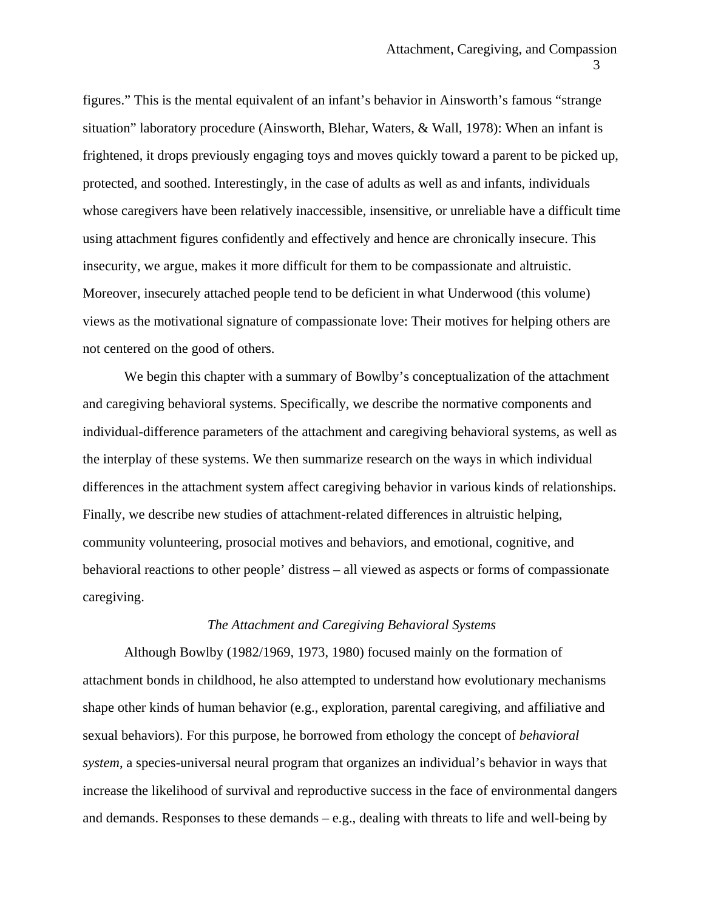figures." This is the mental equivalent of an infant's behavior in Ainsworth's famous "strange situation" laboratory procedure (Ainsworth, Blehar, Waters, & Wall, 1978): When an infant is frightened, it drops previously engaging toys and moves quickly toward a parent to be picked up, protected, and soothed. Interestingly, in the case of adults as well as and infants, individuals whose caregivers have been relatively inaccessible, insensitive, or unreliable have a difficult time using attachment figures confidently and effectively and hence are chronically insecure. This insecurity, we argue, makes it more difficult for them to be compassionate and altruistic. Moreover, insecurely attached people tend to be deficient in what Underwood (this volume) views as the motivational signature of compassionate love: Their motives for helping others are not centered on the good of others.

We begin this chapter with a summary of Bowlby's conceptualization of the attachment and caregiving behavioral systems. Specifically, we describe the normative components and individual-difference parameters of the attachment and caregiving behavioral systems, as well as the interplay of these systems. We then summarize research on the ways in which individual differences in the attachment system affect caregiving behavior in various kinds of relationships. Finally, we describe new studies of attachment-related differences in altruistic helping, community volunteering, prosocial motives and behaviors, and emotional, cognitive, and behavioral reactions to other people' distress – all viewed as aspects or forms of compassionate caregiving.

## *The Attachment and Caregiving Behavioral Systems*

Although Bowlby (1982/1969, 1973, 1980) focused mainly on the formation of attachment bonds in childhood, he also attempted to understand how evolutionary mechanisms shape other kinds of human behavior (e.g., exploration, parental caregiving, and affiliative and sexual behaviors). For this purpose, he borrowed from ethology the concept of *behavioral system*, a species-universal neural program that organizes an individual's behavior in ways that increase the likelihood of survival and reproductive success in the face of environmental dangers and demands. Responses to these demands – e.g., dealing with threats to life and well-being by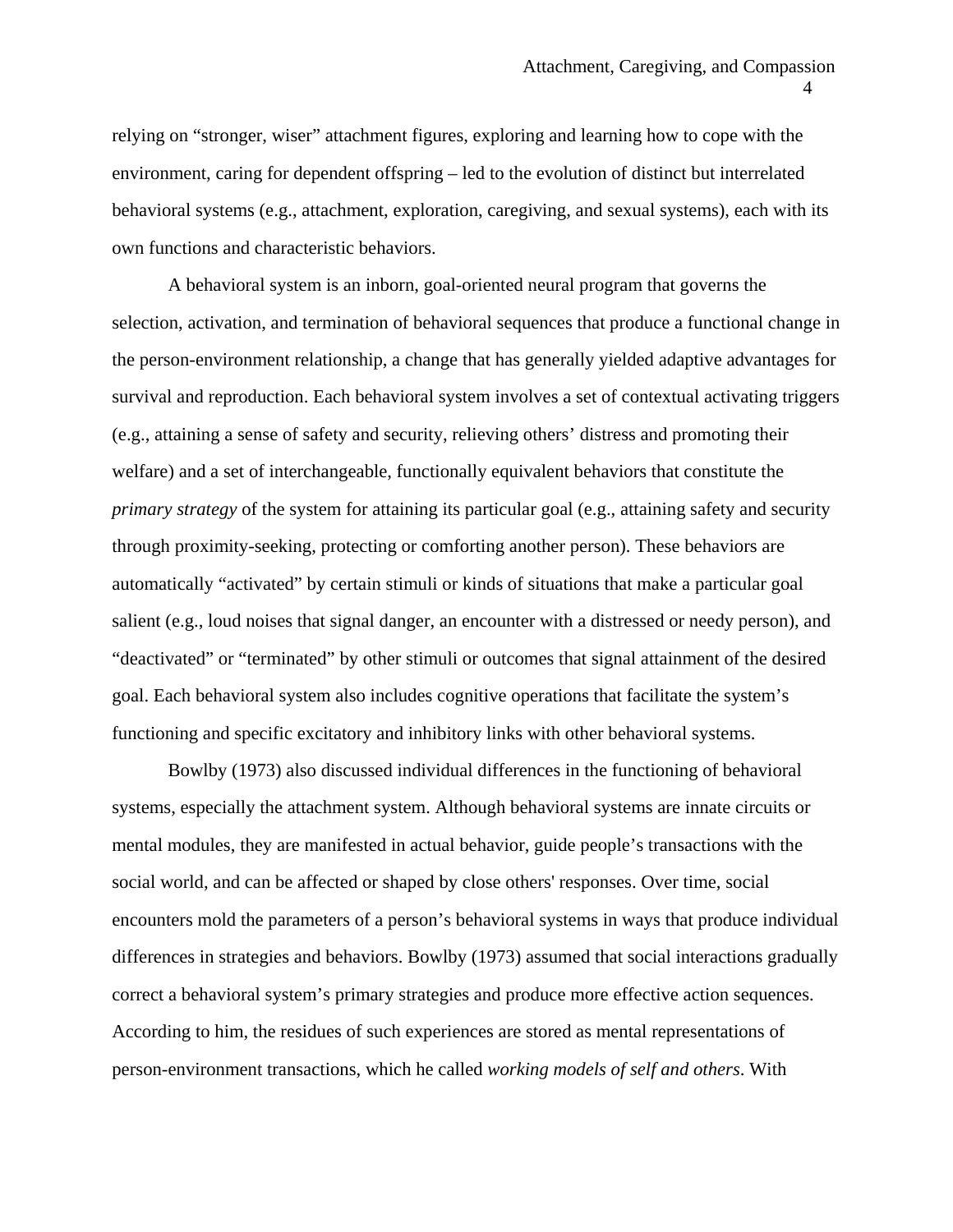relying on “stronger, wiser” attachment figures, exploring and learning how to cope with the environment, caring for dependent offspring – led to the evolution of distinct but interrelated behavioral systems (e.g., attachment, exploration, caregiving, and sexual systems), each with its own functions and characteristic behaviors.

A behavioral system is an inborn, goal-oriented neural program that governs the selection, activation, and termination of behavioral sequences that produce a functional change in the person-environment relationship, a change that has generally yielded adaptive advantages for survival and reproduction. Each behavioral system involves a set of contextual activating triggers (e.g., attaining a sense of safety and security, relieving others’ distress and promoting their welfare) and a set of interchangeable, functionally equivalent behaviors that constitute the *primary strategy* of the system for attaining its particular goal (e.g., attaining safety and security through proximity-seeking, protecting or comforting another person). These behaviors are automatically “activated” by certain stimuli or kinds of situations that make a particular goal salient (e.g., loud noises that signal danger, an encounter with a distressed or needy person), and “deactivated” or “terminated” by other stimuli or outcomes that signal attainment of the desired goal. Each behavioral system also includes cognitive operations that facilitate the system’s functioning and specific excitatory and inhibitory links with other behavioral systems.

Bowlby (1973) also discussed individual differences in the functioning of behavioral systems, especially the attachment system. Although behavioral systems are innate circuits or mental modules, they are manifested in actual behavior, guide people’s transactions with the social world, and can be affected or shaped by close others' responses. Over time, social encounters mold the parameters of a person’s behavioral systems in ways that produce individual differences in strategies and behaviors. Bowlby (1973) assumed that social interactions gradually correct a behavioral system’s primary strategies and produce more effective action sequences. According to him, the residues of such experiences are stored as mental representations of person-environment transactions, which he called *working models of self and others*. With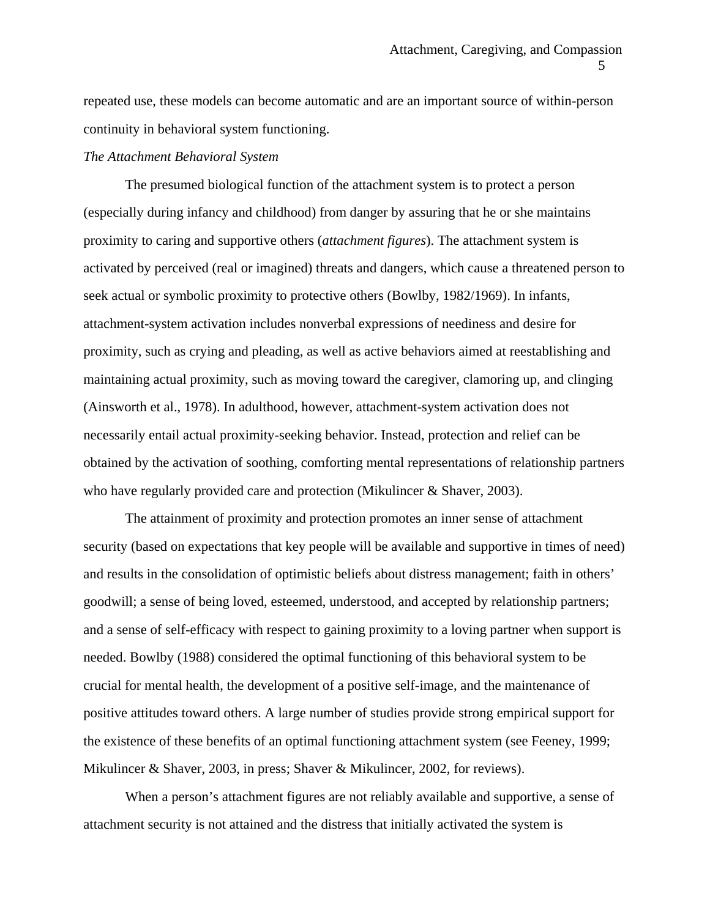repeated use, these models can become automatic and are an important source of within-person continuity in behavioral system functioning.

*The Attachment Behavioral System*

The presumed biological function of the attachment system is to protect a person (especially during infancy and childhood) from danger by assuring that he or she maintains proximity to caring and supportive others (*attachment figures*). The attachment system is activated by perceived (real or imagined) threats and dangers, which cause a threatened person to seek actual or symbolic proximity to protective others (Bowlby, 1982/1969). In infants, attachment-system activation includes nonverbal expressions of neediness and desire for proximity, such as crying and pleading, as well as active behaviors aimed at reestablishing and maintaining actual proximity, such as moving toward the caregiver, clamoring up, and clinging (Ainsworth et al., 1978). In adulthood, however, attachment-system activation does not necessarily entail actual proximity-seeking behavior. Instead, protection and relief can be obtained by the activation of soothing, comforting mental representations of relationship partners who have regularly provided care and protection (Mikulincer & Shaver, 2003).

The attainment of proximity and protection promotes an inner sense of attachment security (based on expectations that key people will be available and supportive in times of need) and results in the consolidation of optimistic beliefs about distress management; faith in others' goodwill; a sense of being loved, esteemed, understood, and accepted by relationship partners; and a sense of self-efficacy with respect to gaining proximity to a loving partner when support is needed. Bowlby (1988) considered the optimal functioning of this behavioral system to be crucial for mental health, the development of a positive self-image, and the maintenance of positive attitudes toward others. A large number of studies provide strong empirical support for the existence of these benefits of an optimal functioning attachment system (see Feeney, 1999; Mikulincer & Shaver, 2003, in press; Shaver & Mikulincer, 2002, for reviews).

When a person's attachment figures are not reliably available and supportive, a sense of attachment security is not attained and the distress that initially activated the system is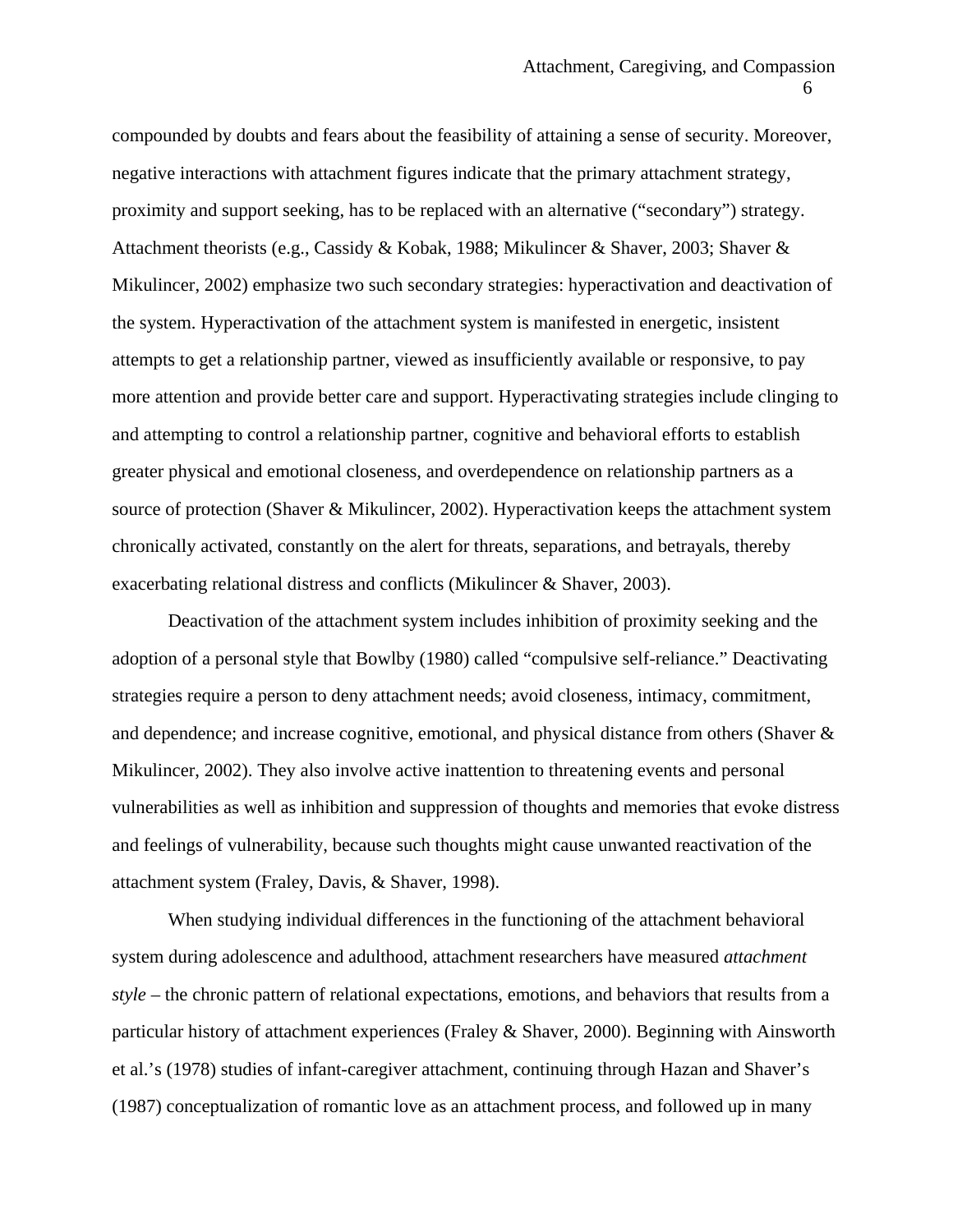compounded by doubts and fears about the feasibility of attaining a sense of security. Moreover, negative interactions with attachment figures indicate that the primary attachment strategy, proximity and support seeking, has to be replaced with an alternative ("secondary") strategy. Attachment theorists (e.g., Cassidy & Kobak, 1988; Mikulincer & Shaver, 2003; Shaver & Mikulincer, 2002) emphasize two such secondary strategies: hyperactivation and deactivation of the system. Hyperactivation of the attachment system is manifested in energetic, insistent attempts to get a relationship partner, viewed as insufficiently available or responsive, to pay more attention and provide better care and support. Hyperactivating strategies include clinging to and attempting to control a relationship partner, cognitive and behavioral efforts to establish greater physical and emotional closeness, and overdependence on relationship partners as a source of protection (Shaver & Mikulincer, 2002). Hyperactivation keeps the attachment system chronically activated, constantly on the alert for threats, separations, and betrayals, thereby exacerbating relational distress and conflicts (Mikulincer & Shaver, 2003).

Deactivation of the attachment system includes inhibition of proximity seeking and the adoption of a personal style that Bowlby (1980) called "compulsive self-reliance." Deactivating strategies require a person to deny attachment needs; avoid closeness, intimacy, commitment, and dependence; and increase cognitive, emotional, and physical distance from others (Shaver & Mikulincer, 2002). They also involve active inattention to threatening events and personal vulnerabilities as well as inhibition and suppression of thoughts and memories that evoke distress and feelings of vulnerability, because such thoughts might cause unwanted reactivation of the attachment system (Fraley, Davis, & Shaver, 1998).

When studying individual differences in the functioning of the attachment behavioral system during adolescence and adulthood, attachment researchers have measured *attachment style* – the chronic pattern of relational expectations, emotions, and behaviors that results from a particular history of attachment experiences (Fraley & Shaver, 2000). Beginning with Ainsworth et al.'s (1978) studies of infant-caregiver attachment, continuing through Hazan and Shaver's (1987) conceptualization of romantic love as an attachment process, and followed up in many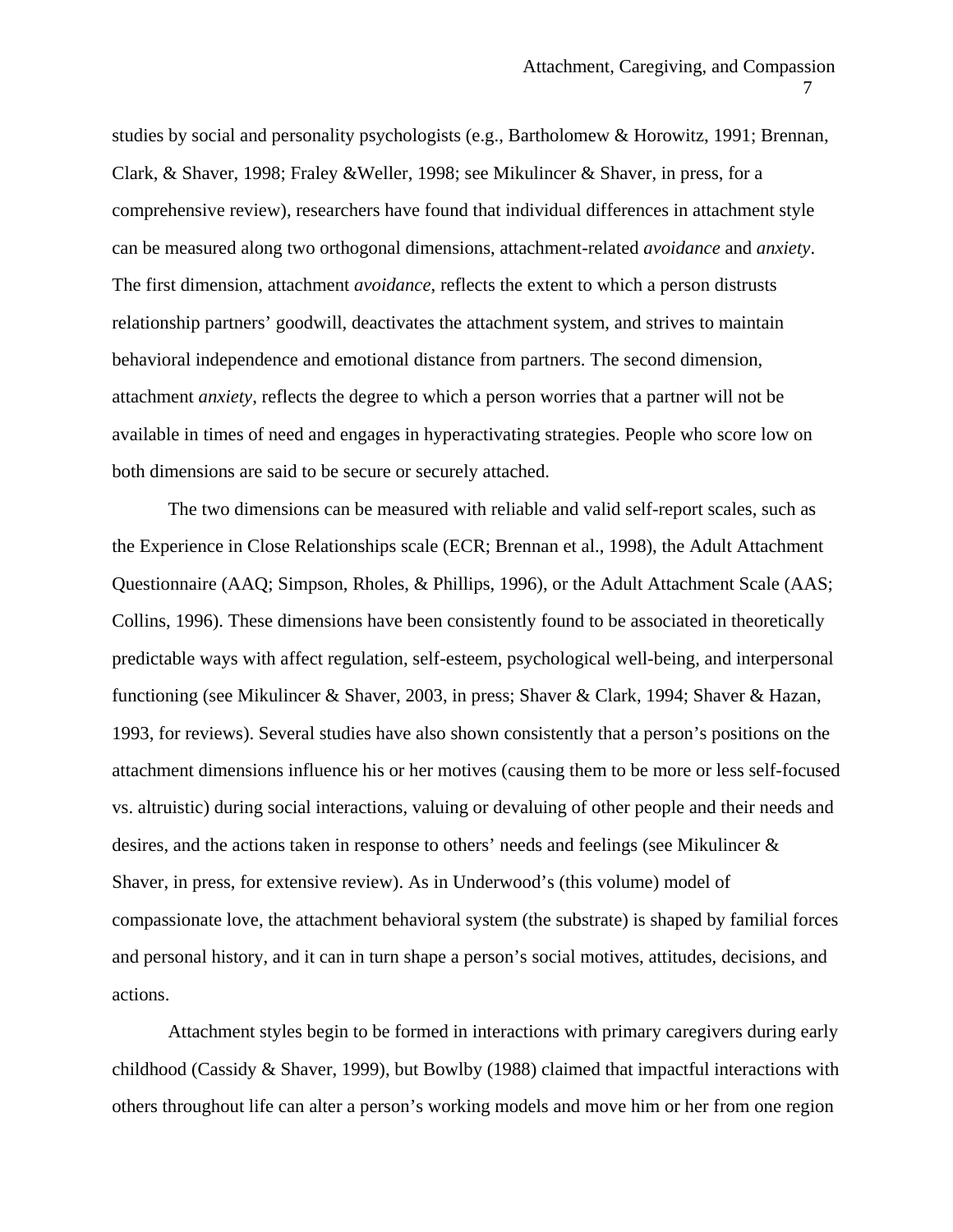studies by social and personality psychologists (e.g., Bartholomew & Horowitz, 1991; Brennan, Clark, & Shaver, 1998; Fraley &Weller, 1998; see Mikulincer & Shaver, in press, for a comprehensive review), researchers have found that individual differences in attachment style can be measured along two orthogonal dimensions, attachment-related *avoidance* and *anxiety*. The first dimension, attachment *avoidance*, reflects the extent to which a person distrusts relationship partners' goodwill, deactivates the attachment system, and strives to maintain behavioral independence and emotional distance from partners. The second dimension, attachment *anxiety*, reflects the degree to which a person worries that a partner will not be available in times of need and engages in hyperactivating strategies. People who score low on both dimensions are said to be secure or securely attached.

The two dimensions can be measured with reliable and valid self-report scales, such as the Experience in Close Relationships scale (ECR; Brennan et al., 1998), the Adult Attachment Questionnaire (AAQ; Simpson, Rholes, & Phillips, 1996), or the Adult Attachment Scale (AAS; Collins, 1996). These dimensions have been consistently found to be associated in theoretically predictable ways with affect regulation, self-esteem, psychological well-being, and interpersonal functioning (see Mikulincer & Shaver, 2003, in press; Shaver & Clark, 1994; Shaver & Hazan, 1993, for reviews). Several studies have also shown consistently that a person's positions on the attachment dimensions influence his or her motives (causing them to be more or less self-focused vs. altruistic) during social interactions, valuing or devaluing of other people and their needs and desires, and the actions taken in response to others' needs and feelings (see Mikulincer & Shaver, in press, for extensive review). As in Underwood's (this volume) model of compassionate love, the attachment behavioral system (the substrate) is shaped by familial forces and personal history, and it can in turn shape a person's social motives, attitudes, decisions, and actions.

Attachment styles begin to be formed in interactions with primary caregivers during early childhood (Cassidy & Shaver, 1999), but Bowlby (1988) claimed that impactful interactions with others throughout life can alter a person's working models and move him or her from one region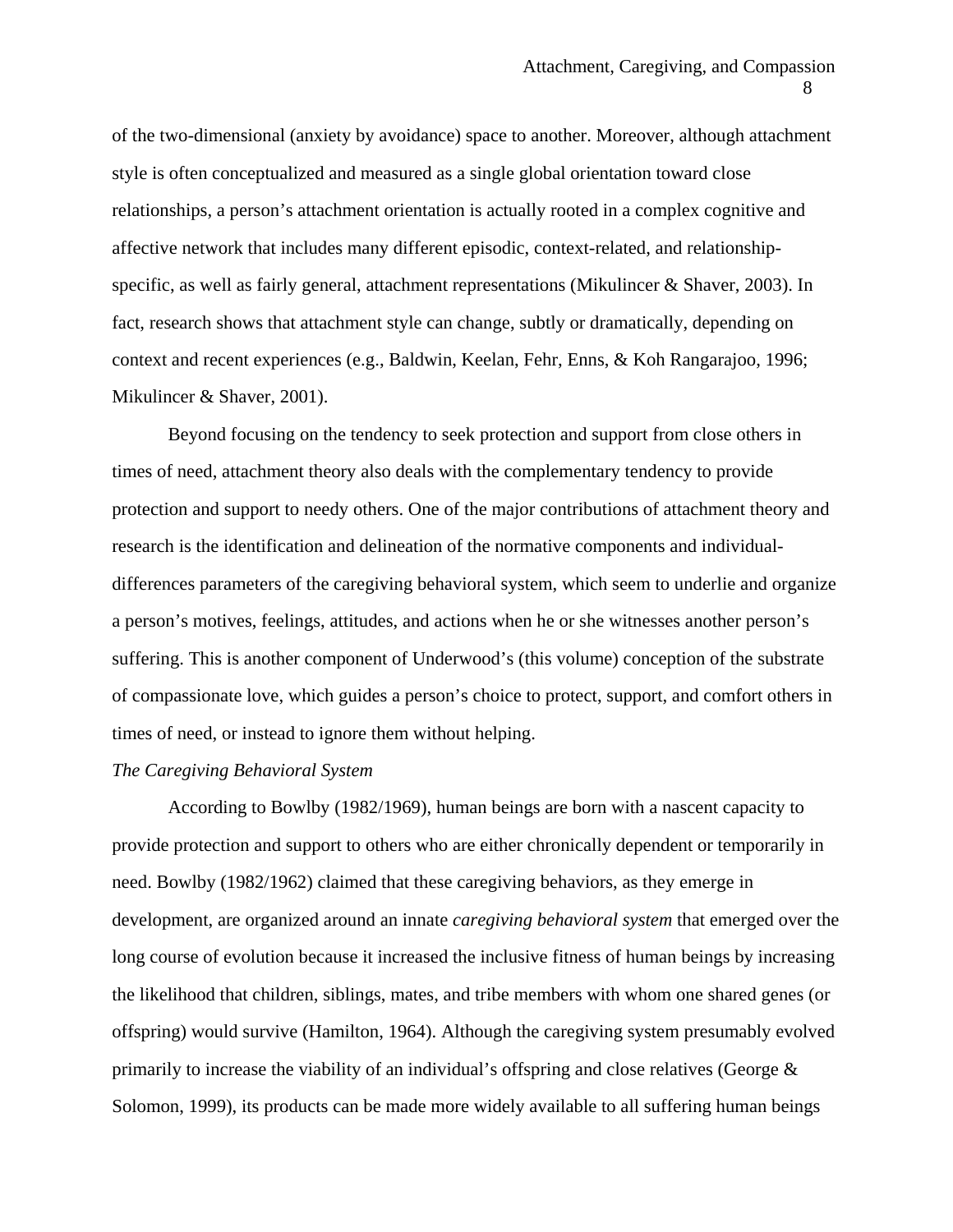of the two-dimensional (anxiety by avoidance) space to another. Moreover, although attachment style is often conceptualized and measured as a single global orientation toward close relationships, a person's attachment orientation is actually rooted in a complex cognitive and affective network that includes many different episodic, context-related, and relationship-specific, as well as fairly general, attachment representations (Mikulincer & Shaver, 2003). In fact, research shows that attachment style can change, subtly or dramatically, depending on context and recent experiences (e.g., Baldwin, Keelan, Fehr, Enns, & Koh Rangarajoo, 1996; Mikulincer & Shaver, 2001).

Beyond focusing on the tendency to seek protection and support from close others in times of need, attachment theory also deals with the complementary tendency to provide protection and support to needy others. One of the major contributions of attachment theory and research is the identification and delineation of the normative components and individual-differences parameters of the caregiving behavioral system, which seem to underlie and organize a person's motives, feelings, attitudes, and actions when he or she witnesses another person's suffering. This is another component of Underwood's (this volume) conception of the substrate of compassionate love, which guides a person's choice to protect, support, and comfort others in times of need, or instead to ignore them without helping.

*The Caregiving Behavioral System*

According to Bowlby (1982/1969), human beings are born with a nascent capacity to provide protection and support to others who are either chronically dependent or temporarily in need. Bowlby (1982/1962) claimed that these caregiving behaviors, as they emerge in development, are organized around an innate *caregiving behavioral system* that emerged over the long course of evolution because it increased the inclusive fitness of human beings by increasing the likelihood that children, siblings, mates, and tribe members with whom one shared genes (or offspring) would survive (Hamilton, 1964). Although the caregiving system presumably evolved primarily to increase the viability of an individual's offspring and close relatives (George & Solomon, 1999), its products can be made more widely available to all suffering human beings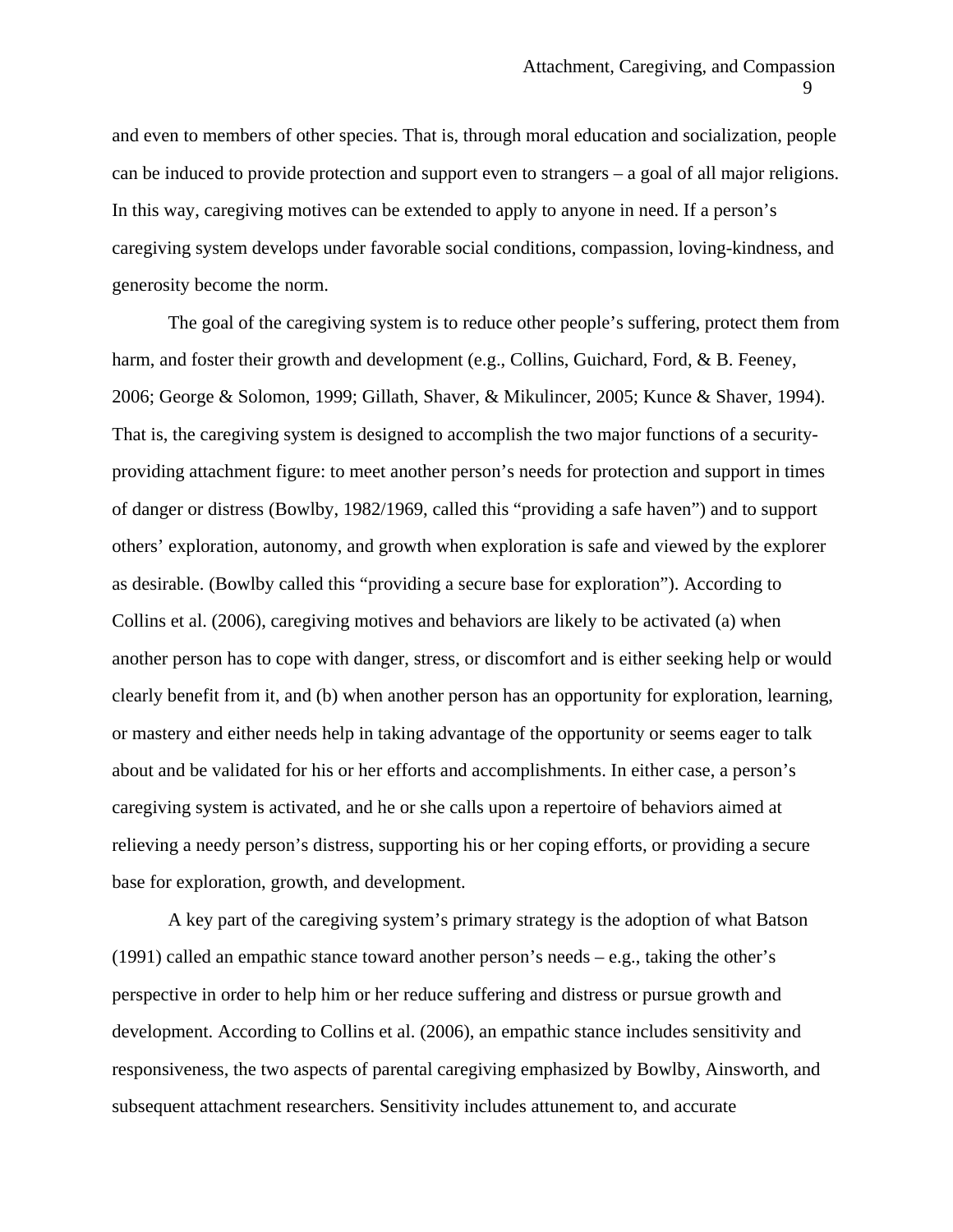and even to members of other species. That is, through moral education and socialization, people can be induced to provide protection and support even to strangers – a goal of all major religions. In this way, caregiving motives can be extended to apply to anyone in need. If a person's caregiving system develops under favorable social conditions, compassion, loving-kindness, and generosity become the norm.

The goal of the caregiving system is to reduce other people's suffering, protect them from harm, and foster their growth and development (e.g., Collins, Guichard, Ford, & B. Feeney, 2006; George & Solomon, 1999; Gillath, Shaver, & Mikulincer, 2005; Kunce & Shaver, 1994). That is, the caregiving system is designed to accomplish the two major functions of a security-providing attachment figure: to meet another person's needs for protection and support in times of danger or distress (Bowlby, 1982/1969, called this "providing a safe haven") and to support others' exploration, autonomy, and growth when exploration is safe and viewed by the explorer as desirable. (Bowlby called this "providing a secure base for exploration"). According to Collins et al. (2006), caregiving motives and behaviors are likely to be activated (a) when another person has to cope with danger, stress, or discomfort and is either seeking help or would clearly benefit from it, and (b) when another person has an opportunity for exploration, learning, or mastery and either needs help in taking advantage of the opportunity or seems eager to talk about and be validated for his or her efforts and accomplishments. In either case, a person's caregiving system is activated, and he or she calls upon a repertoire of behaviors aimed at relieving a needy person's distress, supporting his or her coping efforts, or providing a secure base for exploration, growth, and development.

A key part of the caregiving system's primary strategy is the adoption of what Batson (1991) called an empathic stance toward another person's needs – e.g., taking the other's perspective in order to help him or her reduce suffering and distress or pursue growth and development. According to Collins et al. (2006), an empathic stance includes sensitivity and responsiveness, the two aspects of parental caregiving emphasized by Bowlby, Ainsworth, and subsequent attachment researchers. Sensitivity includes attunement to, and accurate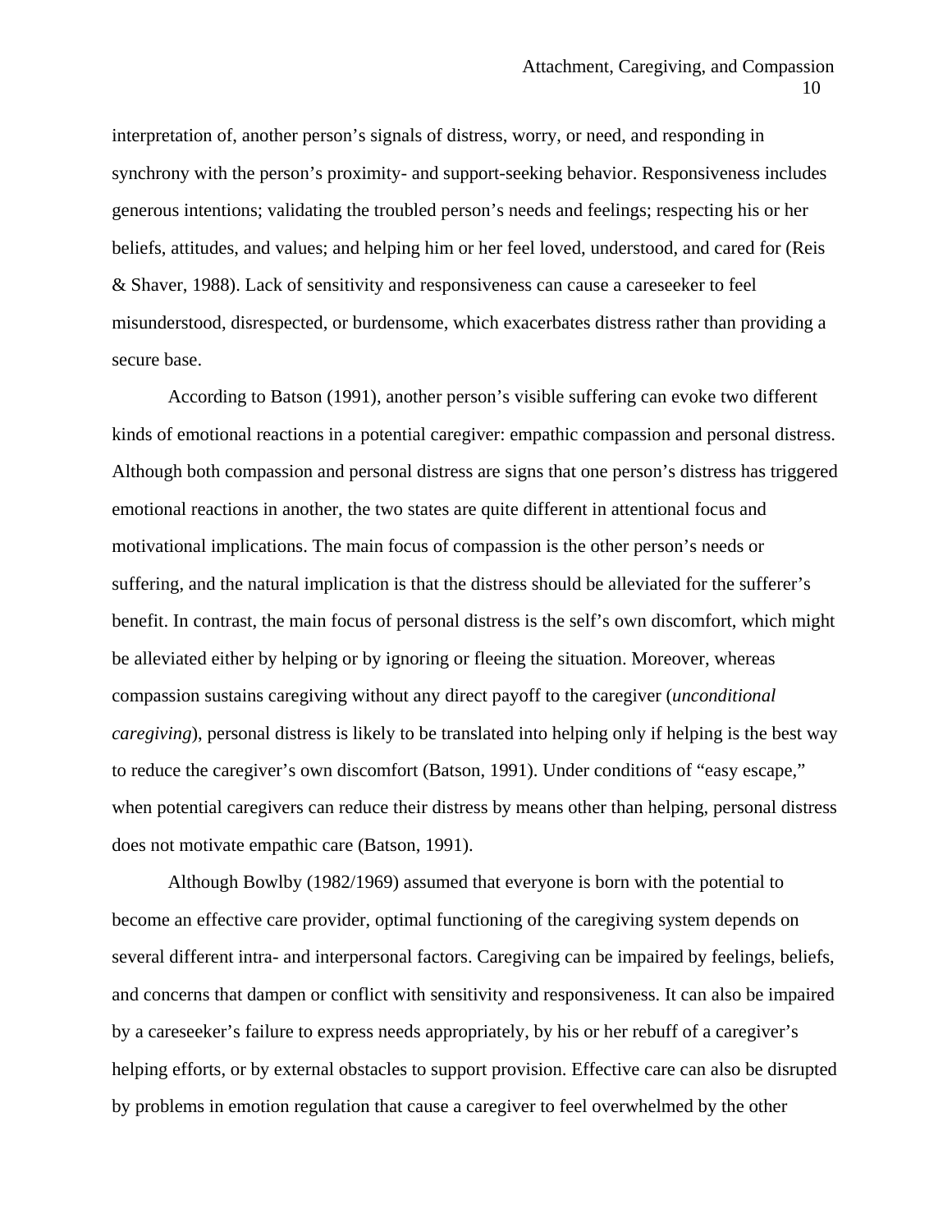interpretation of, another person's signals of distress, worry, or need, and responding in synchrony with the person's proximity- and support-seeking behavior. Responsiveness includes generous intentions; validating the troubled person's needs and feelings; respecting his or her beliefs, attitudes, and values; and helping him or her feel loved, understood, and cared for (Reis & Shaver, 1988). Lack of sensitivity and responsiveness can cause a careseeker to feel misunderstood, disrespected, or burdensome, which exacerbates distress rather than providing a secure base.

According to Batson (1991), another person's visible suffering can evoke two different kinds of emotional reactions in a potential caregiver: empathic compassion and personal distress. Although both compassion and personal distress are signs that one person's distress has triggered emotional reactions in another, the two states are quite different in attentional focus and motivational implications. The main focus of compassion is the other person's needs or suffering, and the natural implication is that the distress should be alleviated for the sufferer's benefit. In contrast, the main focus of personal distress is the self's own discomfort, which might be alleviated either by helping or by ignoring or fleeing the situation. Moreover, whereas compassion sustains caregiving without any direct payoff to the caregiver (*unconditional caregiving*), personal distress is likely to be translated into helping only if helping is the best way to reduce the caregiver's own discomfort (Batson, 1991). Under conditions of "easy escape," when potential caregivers can reduce their distress by means other than helping, personal distress does not motivate empathic care (Batson, 1991).

Although Bowlby (1982/1969) assumed that everyone is born with the potential to become an effective care provider, optimal functioning of the caregiving system depends on several different intra- and interpersonal factors. Caregiving can be impaired by feelings, beliefs, and concerns that dampen or conflict with sensitivity and responsiveness. It can also be impaired by a careseeker's failure to express needs appropriately, by his or her rebuff of a caregiver's helping efforts, or by external obstacles to support provision. Effective care can also be disrupted by problems in emotion regulation that cause a caregiver to feel overwhelmed by the other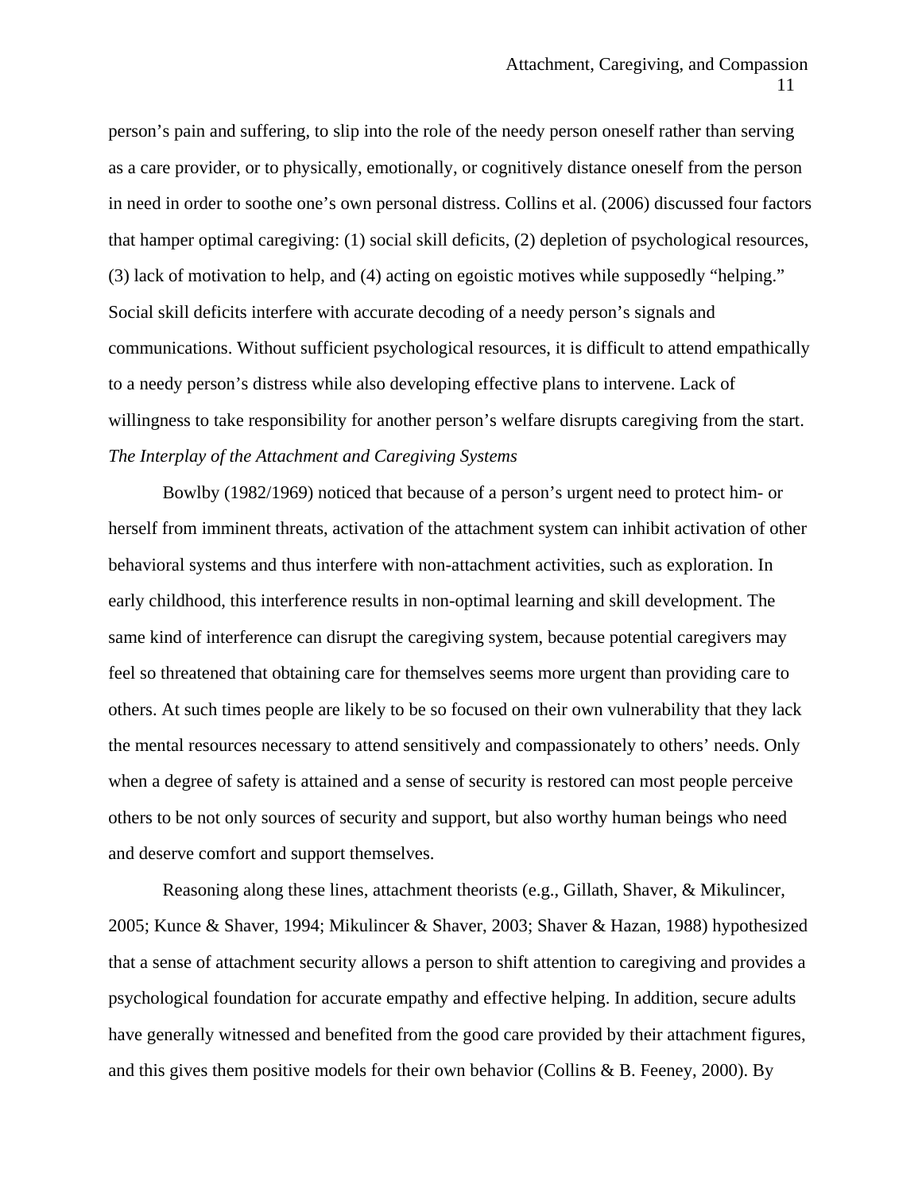person's pain and suffering, to slip into the role of the needy person oneself rather than serving as a care provider, or to physically, emotionally, or cognitively distance oneself from the person in need in order to soothe one's own personal distress. Collins et al. (2006) discussed four factors that hamper optimal caregiving: (1) social skill deficits, (2) depletion of psychological resources, (3) lack of motivation to help, and (4) acting on egoistic motives while supposedly "helping." Social skill deficits interfere with accurate decoding of a needy person's signals and communications. Without sufficient psychological resources, it is difficult to attend empathically to a needy person's distress while also developing effective plans to intervene. Lack of willingness to take responsibility for another person's welfare disrupts caregiving from the start.

*The Interplay of the Attachment and Caregiving Systems*

Bowlby (1982/1969) noticed that because of a person's urgent need to protect him- or herself from imminent threats, activation of the attachment system can inhibit activation of other behavioral systems and thus interfere with non-attachment activities, such as exploration. In early childhood, this interference results in non-optimal learning and skill development. The same kind of interference can disrupt the caregiving system, because potential caregivers may feel so threatened that obtaining care for themselves seems more urgent than providing care to others. At such times people are likely to be so focused on their own vulnerability that they lack the mental resources necessary to attend sensitively and compassionately to others' needs. Only when a degree of safety is attained and a sense of security is restored can most people perceive others to be not only sources of security and support, but also worthy human beings who need and deserve comfort and support themselves.

Reasoning along these lines, attachment theorists (e.g., Gillath, Shaver, & Mikulincer, 2005; Kunce & Shaver, 1994; Mikulincer & Shaver, 2003; Shaver & Hazan, 1988) hypothesized that a sense of attachment security allows a person to shift attention to caregiving and provides a psychological foundation for accurate empathy and effective helping. In addition, secure adults have generally witnessed and benefited from the good care provided by their attachment figures, and this gives them positive models for their own behavior (Collins & B. Feeney, 2000). By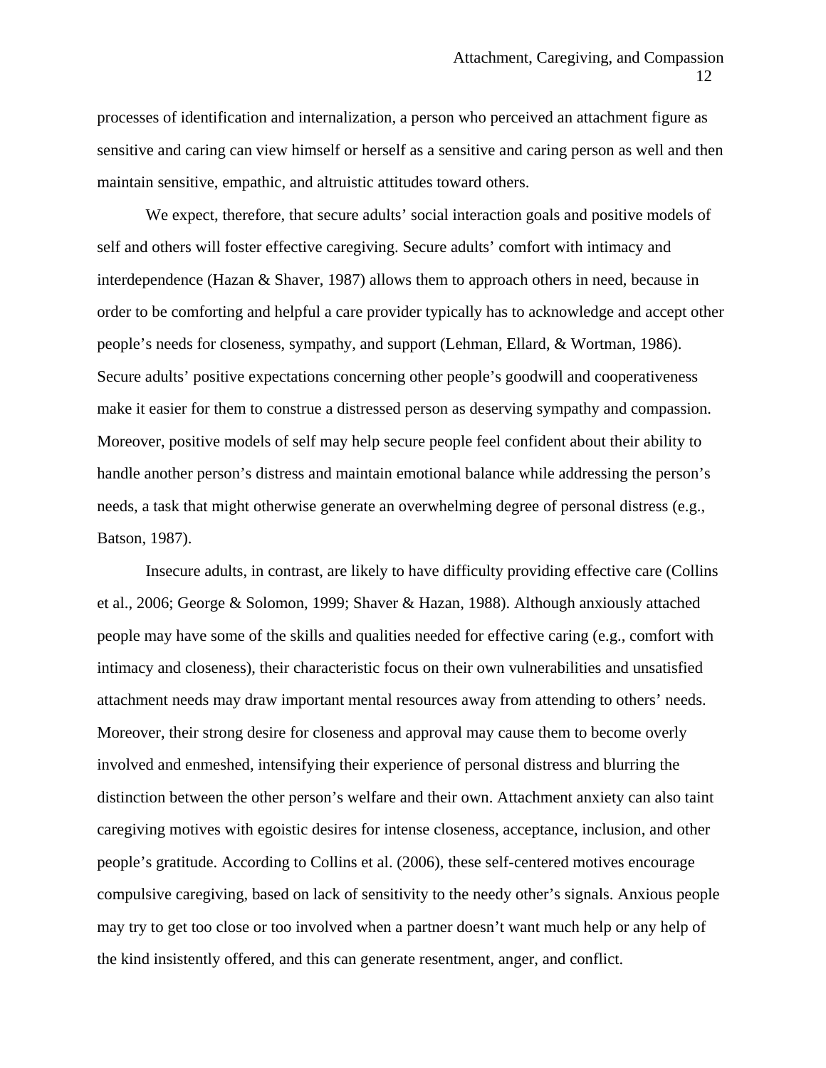processes of identification and internalization, a person who perceived an attachment figure as sensitive and caring can view himself or herself as a sensitive and caring person as well and then maintain sensitive, empathic, and altruistic attitudes toward others.

We expect, therefore, that secure adults' social interaction goals and positive models of self and others will foster effective caregiving. Secure adults' comfort with intimacy and interdependence (Hazan & Shaver, 1987) allows them to approach others in need, because in order to be comforting and helpful a care provider typically has to acknowledge and accept other people's needs for closeness, sympathy, and support (Lehman, Ellard, & Wortman, 1986). Secure adults' positive expectations concerning other people's goodwill and cooperativeness make it easier for them to construe a distressed person as deserving sympathy and compassion. Moreover, positive models of self may help secure people feel confident about their ability to handle another person's distress and maintain emotional balance while addressing the person's needs, a task that might otherwise generate an overwhelming degree of personal distress (e.g., Batson, 1987).

Insecure adults, in contrast, are likely to have difficulty providing effective care (Collins et al., 2006; George & Solomon, 1999; Shaver & Hazan, 1988). Although anxiously attached people may have some of the skills and qualities needed for effective caring (e.g., comfort with intimacy and closeness), their characteristic focus on their own vulnerabilities and unsatisfied attachment needs may draw important mental resources away from attending to others' needs. Moreover, their strong desire for closeness and approval may cause them to become overly involved and enmeshed, intensifying their experience of personal distress and blurring the distinction between the other person's welfare and their own. Attachment anxiety can also taint caregiving motives with egoistic desires for intense closeness, acceptance, inclusion, and other people's gratitude. According to Collins et al. (2006), these self-centered motives encourage compulsive caregiving, based on lack of sensitivity to the needy other's signals. Anxious people may try to get too close or too involved when a partner doesn't want much help or any help of the kind insistently offered, and this can generate resentment, anger, and conflict.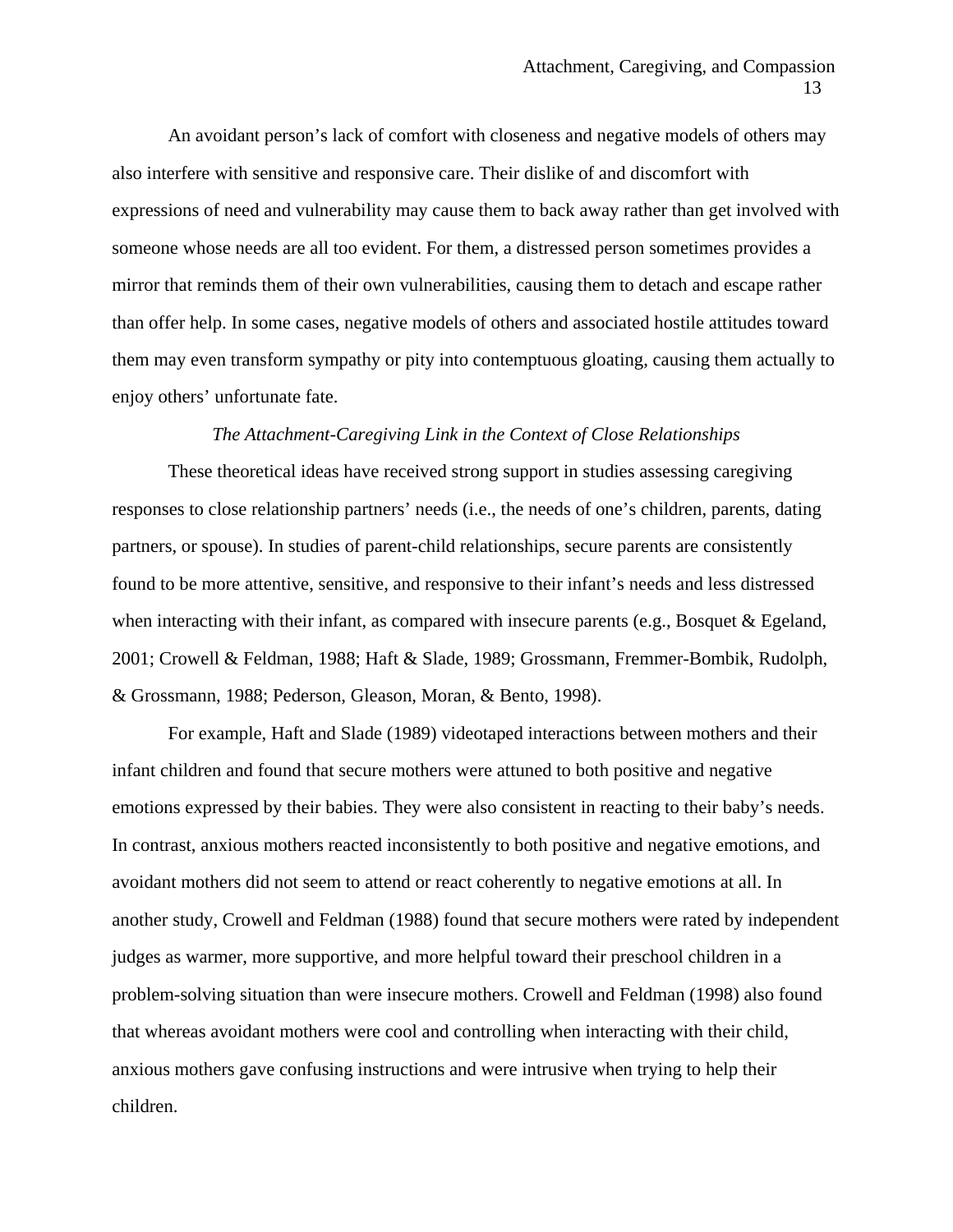An avoidant person's lack of comfort with closeness and negative models of others may also interfere with sensitive and responsive care. Their dislike of and discomfort with expressions of need and vulnerability may cause them to back away rather than get involved with someone whose needs are all too evident. For them, a distressed person sometimes provides a mirror that reminds them of their own vulnerabilities, causing them to detach and escape rather than offer help. In some cases, negative models of others and associated hostile attitudes toward them may even transform sympathy or pity into contemptuous gloating, causing them actually to enjoy others' unfortunate fate.

### *The Attachment-Caregiving Link in the Context of Close Relationships*

These theoretical ideas have received strong support in studies assessing caregiving responses to close relationship partners' needs (i.e., the needs of one's children, parents, dating partners, or spouse). In studies of parent-child relationships, secure parents are consistently found to be more attentive, sensitive, and responsive to their infant's needs and less distressed when interacting with their infant, as compared with insecure parents (e.g., Bosquet & Egeland, 2001; Crowell & Feldman, 1988; Haft & Slade, 1989; Grossmann, Fremmer-Bombik, Rudolph, & Grossmann, 1988; Pederson, Gleason, Moran, & Bento, 1998).

For example, Haft and Slade (1989) videotaped interactions between mothers and their infant children and found that secure mothers were attuned to both positive and negative emotions expressed by their babies. They were also consistent in reacting to their baby's needs. In contrast, anxious mothers reacted inconsistently to both positive and negative emotions, and avoidant mothers did not seem to attend or react coherently to negative emotions at all. In another study, Crowell and Feldman (1988) found that secure mothers were rated by independent judges as warmer, more supportive, and more helpful toward their preschool children in a problem-solving situation than were insecure mothers. Crowell and Feldman (1998) also found that whereas avoidant mothers were cool and controlling when interacting with their child, anxious mothers gave confusing instructions and were intrusive when trying to help their children.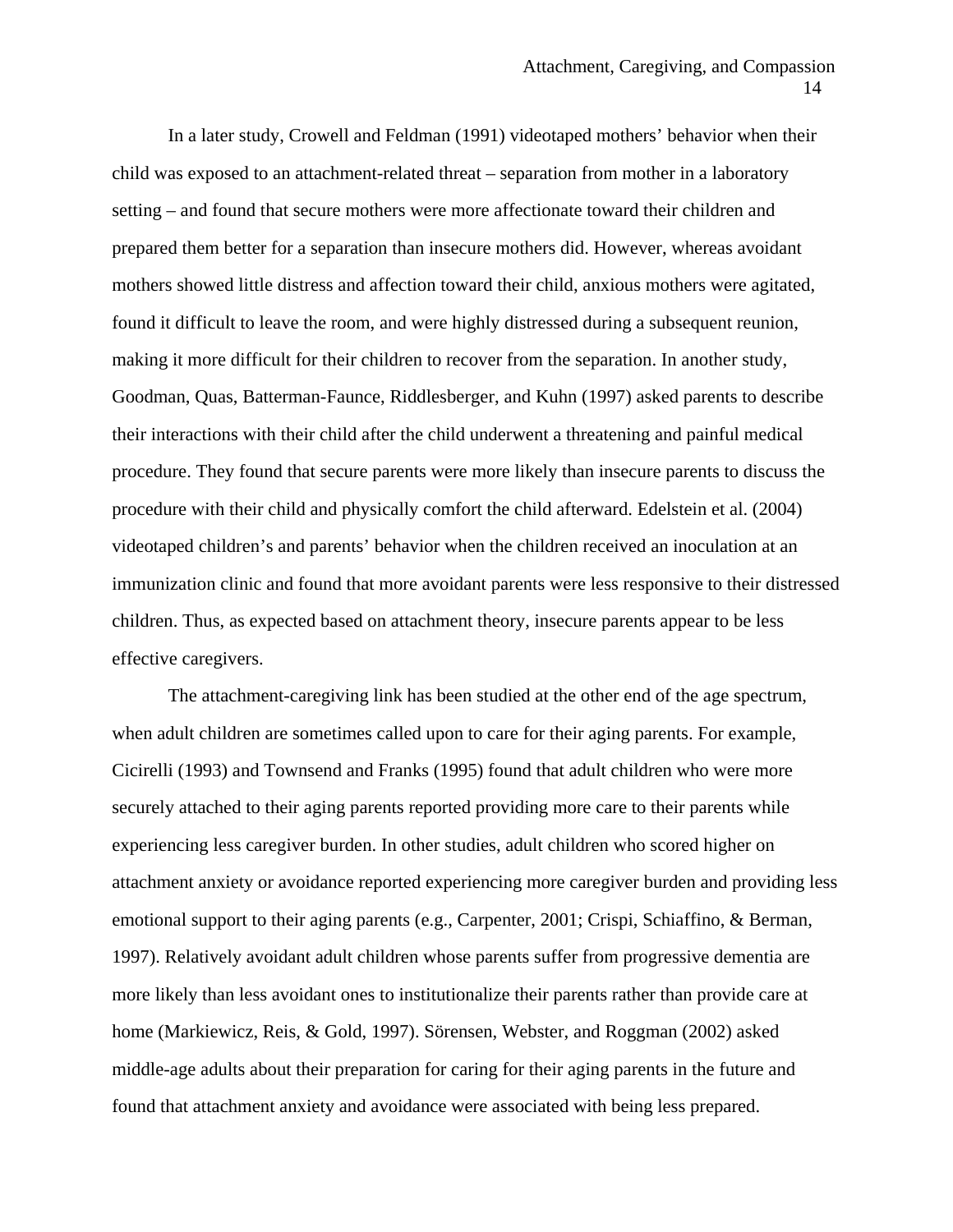In a later study, Crowell and Feldman (1991) videotaped mothers' behavior when their child was exposed to an attachment-related threat – separation from mother in a laboratory setting – and found that secure mothers were more affectionate toward their children and prepared them better for a separation than insecure mothers did. However, whereas avoidant mothers showed little distress and affection toward their child, anxious mothers were agitated, found it difficult to leave the room, and were highly distressed during a subsequent reunion, making it more difficult for their children to recover from the separation. In another study, Goodman, Quas, Batterman-Faunce, Riddlesberger, and Kuhn (1997) asked parents to describe their interactions with their child after the child underwent a threatening and painful medical procedure. They found that secure parents were more likely than insecure parents to discuss the procedure with their child and physically comfort the child afterward. Edelstein et al. (2004) videotaped children's and parents' behavior when the children received an inoculation at an immunization clinic and found that more avoidant parents were less responsive to their distressed children. Thus, as expected based on attachment theory, insecure parents appear to be less effective caregivers.

The attachment-caregiving link has been studied at the other end of the age spectrum, when adult children are sometimes called upon to care for their aging parents. For example, Cicirelli (1993) and Townsend and Franks (1995) found that adult children who were more securely attached to their aging parents reported providing more care to their parents while experiencing less caregiver burden. In other studies, adult children who scored higher on attachment anxiety or avoidance reported experiencing more caregiver burden and providing less emotional support to their aging parents (e.g., Carpenter, 2001; Crispi, Schiaffino, & Berman, 1997). Relatively avoidant adult children whose parents suffer from progressive dementia are more likely than less avoidant ones to institutionalize their parents rather than provide care at home (Markiewicz, Reis, & Gold, 1997). Sörensen, Webster, and Roggman (2002) asked middle-age adults about their preparation for caring for their aging parents in the future and found that attachment anxiety and avoidance were associated with being less prepared.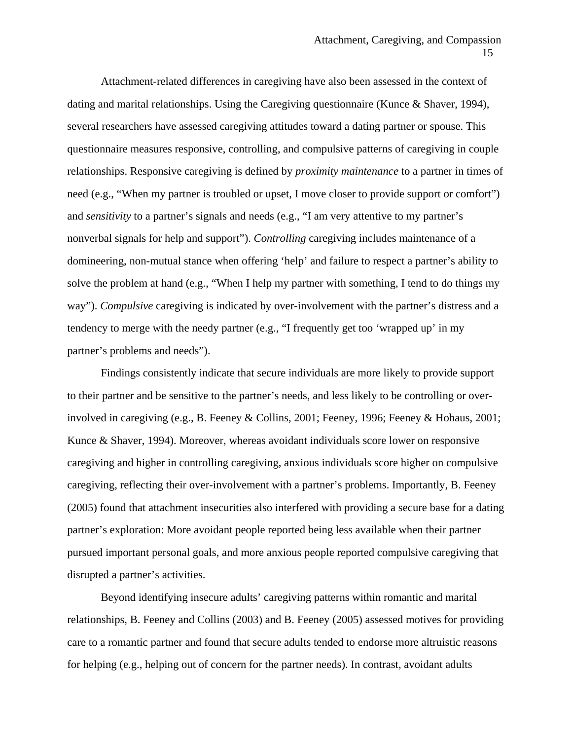Attachment-related differences in caregiving have also been assessed in the context of dating and marital relationships. Using the Caregiving questionnaire (Kunce & Shaver, 1994), several researchers have assessed caregiving attitudes toward a dating partner or spouse. This questionnaire measures responsive, controlling, and compulsive patterns of caregiving in couple relationships. Responsive caregiving is defined by *proximity maintenance* to a partner in times of need (e.g., "When my partner is troubled or upset, I move closer to provide support or comfort") and *sensitivity* to a partner's signals and needs (e.g., "I am very attentive to my partner's nonverbal signals for help and support"). *Controlling* caregiving includes maintenance of a domineering, non-mutual stance when offering 'help' and failure to respect a partner's ability to solve the problem at hand (e.g., "When I help my partner with something, I tend to do things my way"). *Compulsive* caregiving is indicated by over-involvement with the partner's distress and a tendency to merge with the needy partner (e.g., "I frequently get too 'wrapped up' in my partner's problems and needs").

Findings consistently indicate that secure individuals are more likely to provide support to their partner and be sensitive to the partner's needs, and less likely to be controlling or over-involved in caregiving (e.g., B. Feeney & Collins, 2001; Feeney, 1996; Feeney & Hohaus, 2001; Kunce & Shaver, 1994). Moreover, whereas avoidant individuals score lower on responsive caregiving and higher in controlling caregiving, anxious individuals score higher on compulsive caregiving, reflecting their over-involvement with a partner's problems. Importantly, B. Feeney (2005) found that attachment insecurities also interfered with providing a secure base for a dating partner's exploration: More avoidant people reported being less available when their partner pursued important personal goals, and more anxious people reported compulsive caregiving that disrupted a partner's activities.

Beyond identifying insecure adults' caregiving patterns within romantic and marital relationships, B. Feeney and Collins (2003) and B. Feeney (2005) assessed motives for providing care to a romantic partner and found that secure adults tended to endorse more altruistic reasons for helping (e.g., helping out of concern for the partner needs). In contrast, avoidant adults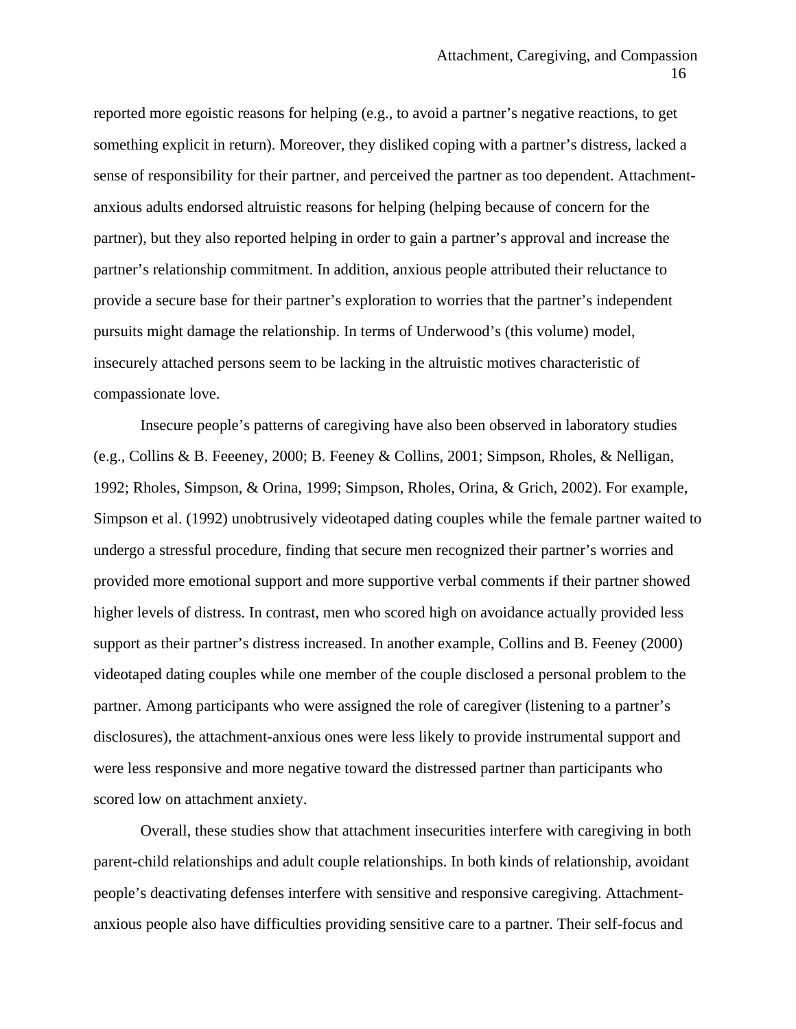reported more egoistic reasons for helping (e.g., to avoid a partner's negative reactions, to get something explicit in return). Moreover, they disliked coping with a partner's distress, lacked a sense of responsibility for their partner, and perceived the partner as too dependent. Attachment-anxious adults endorsed altruistic reasons for helping (helping because of concern for the partner), but they also reported helping in order to gain a partner's approval and increase the partner's relationship commitment. In addition, anxious people attributed their reluctance to provide a secure base for their partner's exploration to worries that the partner's independent pursuits might damage the relationship. In terms of Underwood's (this volume) model, insecurely attached persons seem to be lacking in the altruistic motives characteristic of compassionate love.

Insecure people's patterns of caregiving have also been observed in laboratory studies (e.g., Collins & B. Feeeney, 2000; B. Feeney & Collins, 2001; Simpson, Rholes, & Nelligan, 1992; Rholes, Simpson, & Orina, 1999; Simpson, Rholes, Orina, & Grich, 2002). For example, Simpson et al. (1992) unobtrusively videotaped dating couples while the female partner waited to undergo a stressful procedure, finding that secure men recognized their partner's worries and provided more emotional support and more supportive verbal comments if their partner showed higher levels of distress. In contrast, men who scored high on avoidance actually provided less support as their partner's distress increased. In another example, Collins and B. Feeney (2000) videotaped dating couples while one member of the couple disclosed a personal problem to the partner. Among participants who were assigned the role of caregiver (listening to a partner's disclosures), the attachment-anxious ones were less likely to provide instrumental support and were less responsive and more negative toward the distressed partner than participants who scored low on attachment anxiety.

Overall, these studies show that attachment insecurities interfere with caregiving in both parent-child relationships and adult couple relationships. In both kinds of relationship, avoidant people's deactivating defenses interfere with sensitive and responsive caregiving. Attachment-anxious people also have difficulties providing sensitive care to a partner. Their self-focus and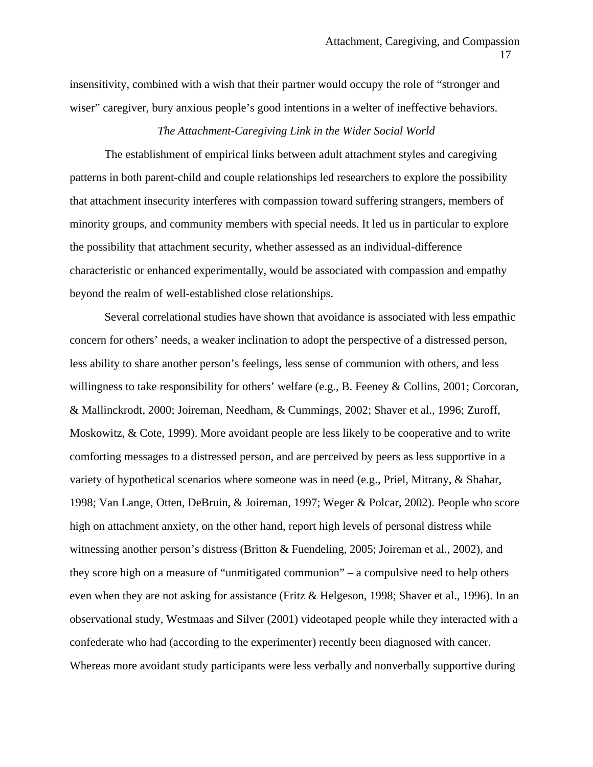insensitivity, combined with a wish that their partner would occupy the role of "stronger and wiser" caregiver, bury anxious people's good intentions in a welter of ineffective behaviors.

### *The Attachment-Caregiving Link in the Wider Social World*

The establishment of empirical links between adult attachment styles and caregiving patterns in both parent-child and couple relationships led researchers to explore the possibility that attachment insecurity interferes with compassion toward suffering strangers, members of minority groups, and community members with special needs. It led us in particular to explore the possibility that attachment security, whether assessed as an individual-difference characteristic or enhanced experimentally, would be associated with compassion and empathy beyond the realm of well-established close relationships.

Several correlational studies have shown that avoidance is associated with less empathic concern for others' needs, a weaker inclination to adopt the perspective of a distressed person, less ability to share another person's feelings, less sense of communion with others, and less willingness to take responsibility for others' welfare (e.g., B. Feeney & Collins, 2001; Corcoran, & Mallinckrodt, 2000; Joireman, Needham, & Cummings, 2002; Shaver et al., 1996; Zuroff, Moskowitz, & Cote, 1999). More avoidant people are less likely to be cooperative and to write comforting messages to a distressed person, and are perceived by peers as less supportive in a variety of hypothetical scenarios where someone was in need (e.g., Priel, Mitrany, & Shahar, 1998; Van Lange, Otten, DeBruin, & Joireman, 1997; Weger & Polcar, 2002). People who score high on attachment anxiety, on the other hand, report high levels of personal distress while witnessing another person's distress (Britton & Fuendeling, 2005; Joireman et al., 2002), and they score high on a measure of "unmitigated communion" – a compulsive need to help others even when they are not asking for assistance (Fritz & Helgeson, 1998; Shaver et al., 1996). In an observational study, Westmaas and Silver (2001) videotaped people while they interacted with a confederate who had (according to the experimenter) recently been diagnosed with cancer. Whereas more avoidant study participants were less verbally and nonverbally supportive during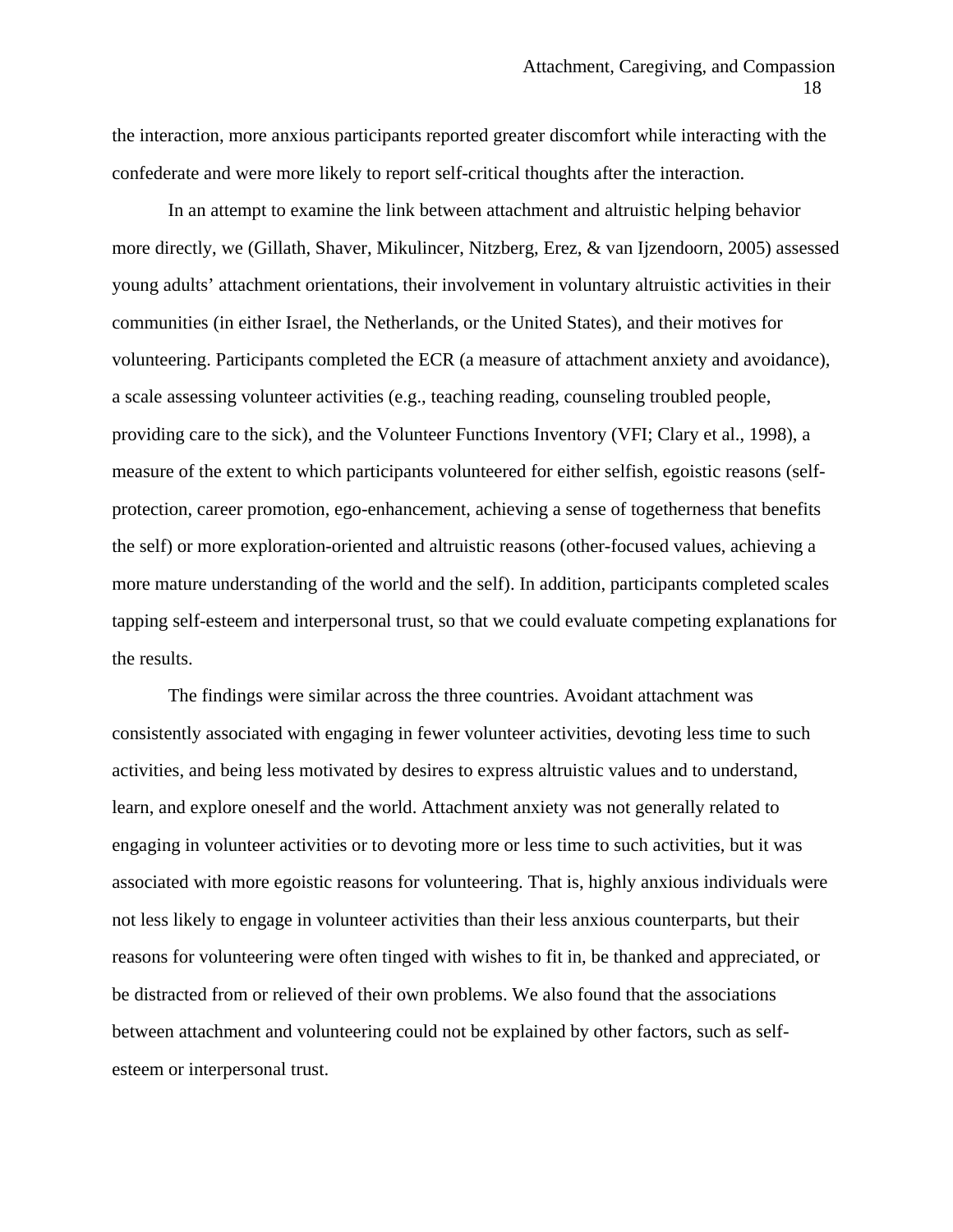the interaction, more anxious participants reported greater discomfort while interacting with the confederate and were more likely to report self-critical thoughts after the interaction.

In an attempt to examine the link between attachment and altruistic helping behavior more directly, we (Gillath, Shaver, Mikulincer, Nitzberg, Erez, & van Ijzendoorn, 2005) assessed young adults' attachment orientations, their involvement in voluntary altruistic activities in their communities (in either Israel, the Netherlands, or the United States), and their motives for volunteering. Participants completed the ECR (a measure of attachment anxiety and avoidance), a scale assessing volunteer activities (e.g., teaching reading, counseling troubled people, providing care to the sick), and the Volunteer Functions Inventory (VFI; Clary et al., 1998), a measure of the extent to which participants volunteered for either selfish, egoistic reasons (self-protection, career promotion, ego-enhancement, achieving a sense of togetherness that benefits the self) or more exploration-oriented and altruistic reasons (other-focused values, achieving a more mature understanding of the world and the self). In addition, participants completed scales tapping self-esteem and interpersonal trust, so that we could evaluate competing explanations for the results.

The findings were similar across the three countries. Avoidant attachment was consistently associated with engaging in fewer volunteer activities, devoting less time to such activities, and being less motivated by desires to express altruistic values and to understand, learn, and explore oneself and the world. Attachment anxiety was not generally related to engaging in volunteer activities or to devoting more or less time to such activities, but it was associated with more egoistic reasons for volunteering. That is, highly anxious individuals were not less likely to engage in volunteer activities than their less anxious counterparts, but their reasons for volunteering were often tinged with wishes to fit in, be thanked and appreciated, or be distracted from or relieved of their own problems. We also found that the associations between attachment and volunteering could not be explained by other factors, such as self-esteem or interpersonal trust.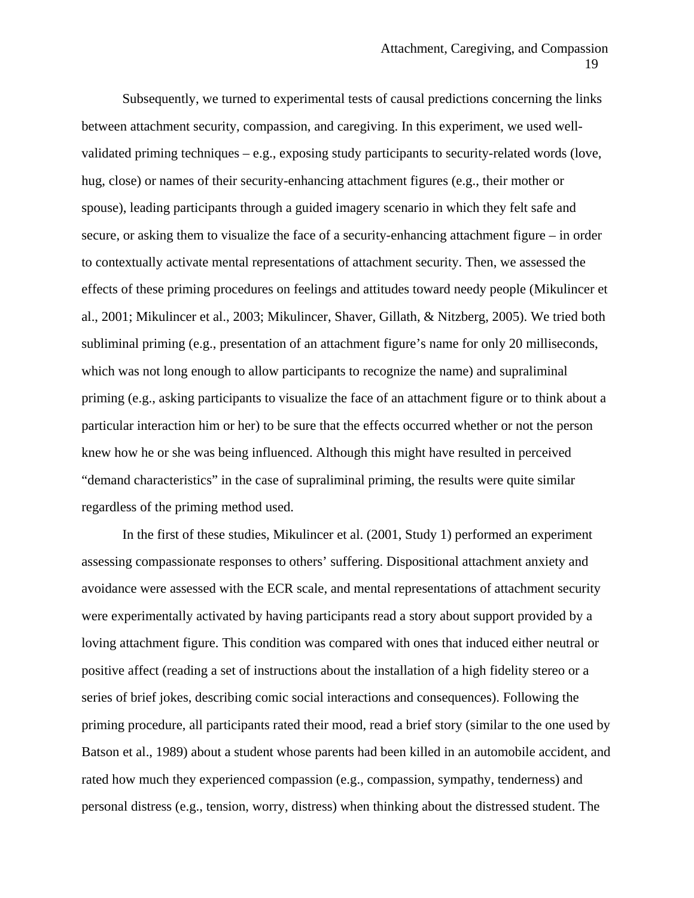Subsequently, we turned to experimental tests of causal predictions concerning the links between attachment security, compassion, and caregiving. In this experiment, we used well-validated priming techniques – e.g., exposing study participants to security-related words (love, hug, close) or names of their security-enhancing attachment figures (e.g., their mother or spouse), leading participants through a guided imagery scenario in which they felt safe and secure, or asking them to visualize the face of a security-enhancing attachment figure – in order to contextually activate mental representations of attachment security. Then, we assessed the effects of these priming procedures on feelings and attitudes toward needy people (Mikulincer et al., 2001; Mikulincer et al., 2003; Mikulincer, Shaver, Gillath, & Nitzberg, 2005). We tried both subliminal priming (e.g., presentation of an attachment figure's name for only 20 milliseconds, which was not long enough to allow participants to recognize the name) and supraliminal priming (e.g., asking participants to visualize the face of an attachment figure or to think about a particular interaction him or her) to be sure that the effects occurred whether or not the person knew how he or she was being influenced. Although this might have resulted in perceived "demand characteristics" in the case of supraliminal priming, the results were quite similar regardless of the priming method used.

In the first of these studies, Mikulincer et al. (2001, Study 1) performed an experiment assessing compassionate responses to others' suffering. Dispositional attachment anxiety and avoidance were assessed with the ECR scale, and mental representations of attachment security were experimentally activated by having participants read a story about support provided by a loving attachment figure. This condition was compared with ones that induced either neutral or positive affect (reading a set of instructions about the installation of a high fidelity stereo or a series of brief jokes, describing comic social interactions and consequences). Following the priming procedure, all participants rated their mood, read a brief story (similar to the one used by Batson et al., 1989) about a student whose parents had been killed in an automobile accident, and rated how much they experienced compassion (e.g., compassion, sympathy, tenderness) and personal distress (e.g., tension, worry, distress) when thinking about the distressed student. The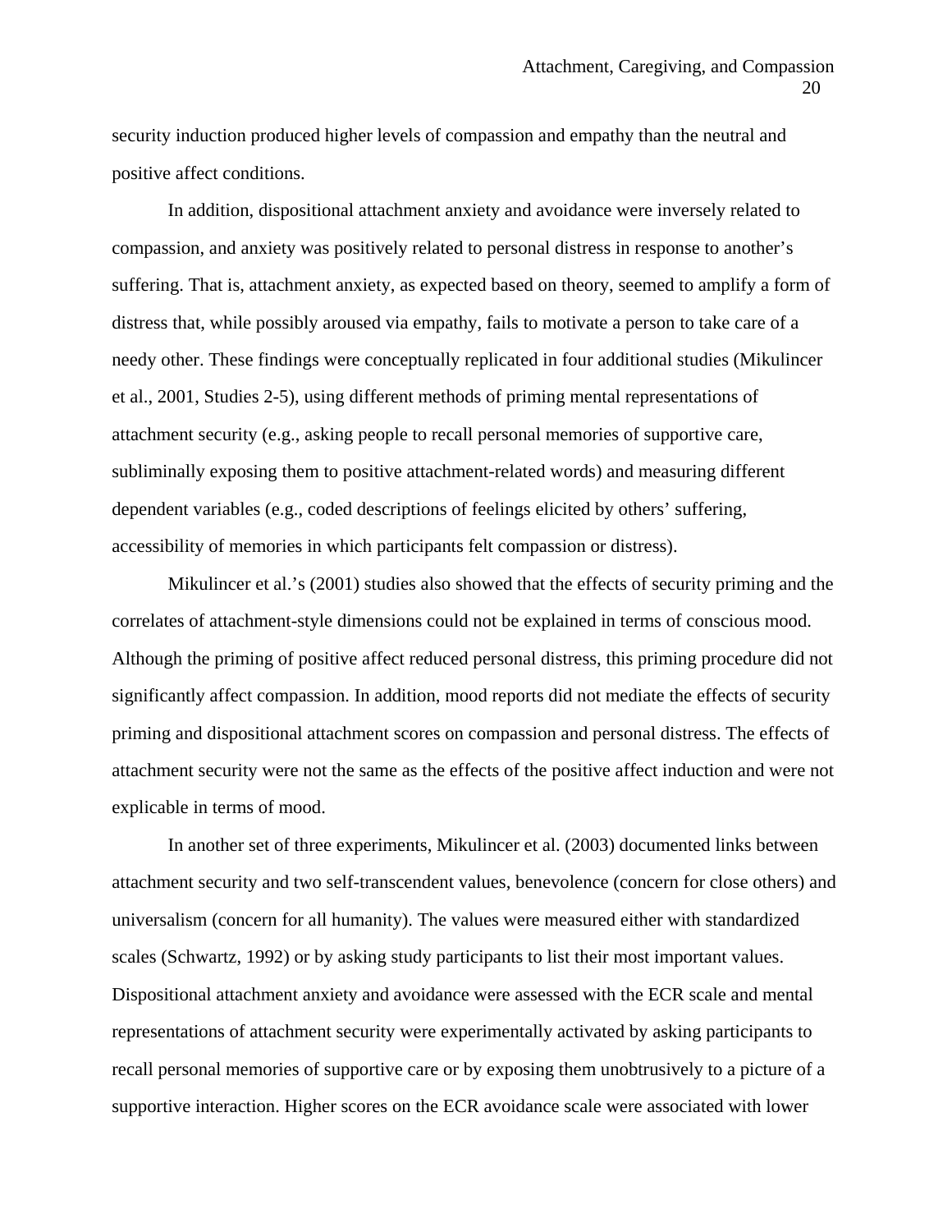security induction produced higher levels of compassion and empathy than the neutral and positive affect conditions.

In addition, dispositional attachment anxiety and avoidance were inversely related to compassion, and anxiety was positively related to personal distress in response to another's suffering. That is, attachment anxiety, as expected based on theory, seemed to amplify a form of distress that, while possibly aroused via empathy, fails to motivate a person to take care of a needy other. These findings were conceptually replicated in four additional studies (Mikulincer et al., 2001, Studies 2-5), using different methods of priming mental representations of attachment security (e.g., asking people to recall personal memories of supportive care, subliminally exposing them to positive attachment-related words) and measuring different dependent variables (e.g., coded descriptions of feelings elicited by others' suffering, accessibility of memories in which participants felt compassion or distress).

Mikulincer et al.'s (2001) studies also showed that the effects of security priming and the correlates of attachment-style dimensions could not be explained in terms of conscious mood. Although the priming of positive affect reduced personal distress, this priming procedure did not significantly affect compassion. In addition, mood reports did not mediate the effects of security priming and dispositional attachment scores on compassion and personal distress. The effects of attachment security were not the same as the effects of the positive affect induction and were not explicable in terms of mood.

In another set of three experiments, Mikulincer et al. (2003) documented links between attachment security and two self-transcendent values, benevolence (concern for close others) and universalism (concern for all humanity). The values were measured either with standardized scales (Schwartz, 1992) or by asking study participants to list their most important values. Dispositional attachment anxiety and avoidance were assessed with the ECR scale and mental representations of attachment security were experimentally activated by asking participants to recall personal memories of supportive care or by exposing them unobtrusively to a picture of a supportive interaction. Higher scores on the ECR avoidance scale were associated with lower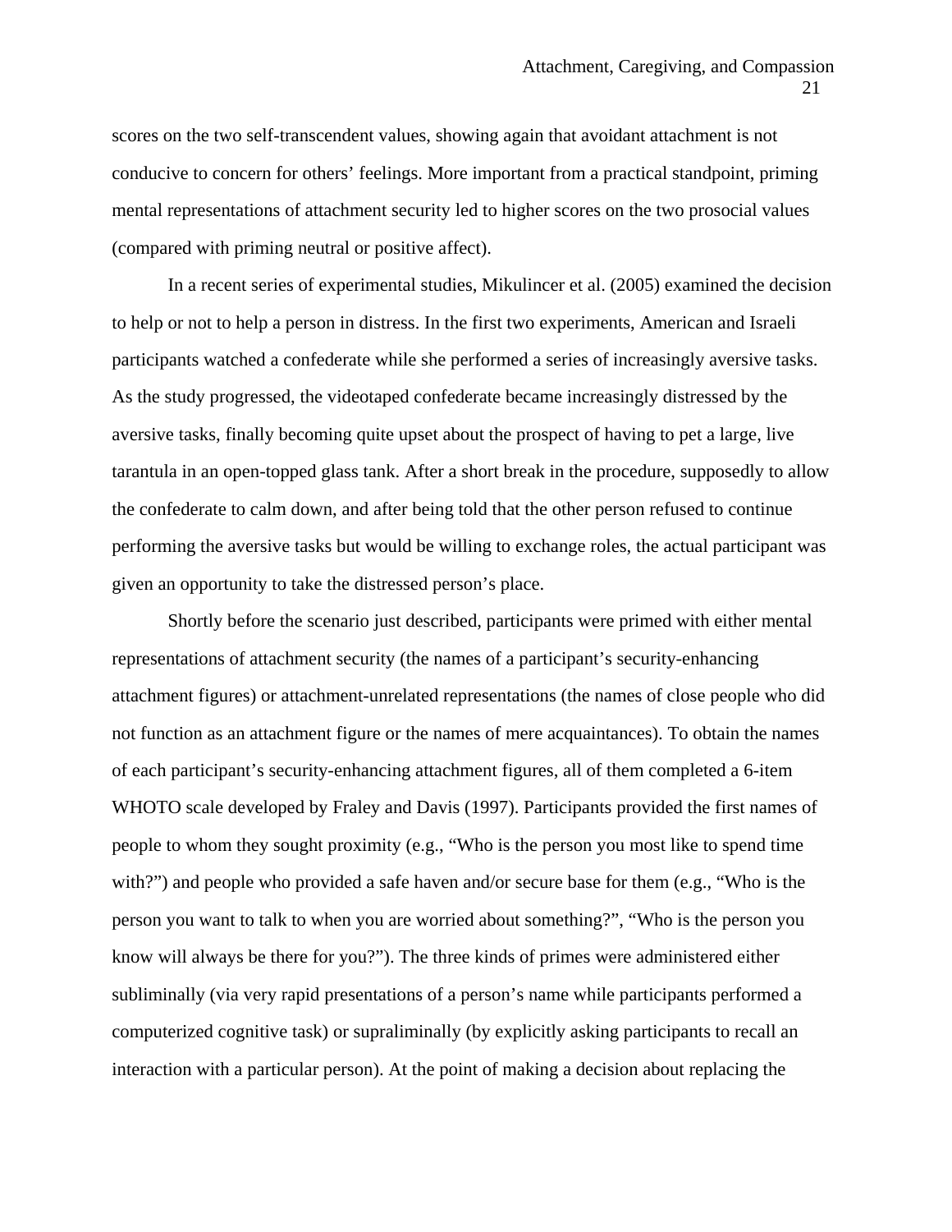scores on the two self-transcendent values, showing again that avoidant attachment is not conducive to concern for others' feelings. More important from a practical standpoint, priming mental representations of attachment security led to higher scores on the two prosocial values (compared with priming neutral or positive affect).

In a recent series of experimental studies, Mikulincer et al. (2005) examined the decision to help or not to help a person in distress. In the first two experiments, American and Israeli participants watched a confederate while she performed a series of increasingly aversive tasks. As the study progressed, the videotaped confederate became increasingly distressed by the aversive tasks, finally becoming quite upset about the prospect of having to pet a large, live tarantula in an open-topped glass tank. After a short break in the procedure, supposedly to allow the confederate to calm down, and after being told that the other person refused to continue performing the aversive tasks but would be willing to exchange roles, the actual participant was given an opportunity to take the distressed person's place.

Shortly before the scenario just described, participants were primed with either mental representations of attachment security (the names of a participant's security-enhancing attachment figures) or attachment-unrelated representations (the names of close people who did not function as an attachment figure or the names of mere acquaintances). To obtain the names of each participant's security-enhancing attachment figures, all of them completed a 6-item WHOTO scale developed by Fraley and Davis (1997). Participants provided the first names of people to whom they sought proximity (e.g., "Who is the person you most like to spend time with?") and people who provided a safe haven and/or secure base for them (e.g., "Who is the person you want to talk to when you are worried about something?", "Who is the person you know will always be there for you?"). The three kinds of primes were administered either subliminally (via very rapid presentations of a person's name while participants performed a computerized cognitive task) or supraliminally (by explicitly asking participants to recall an interaction with a particular person). At the point of making a decision about replacing the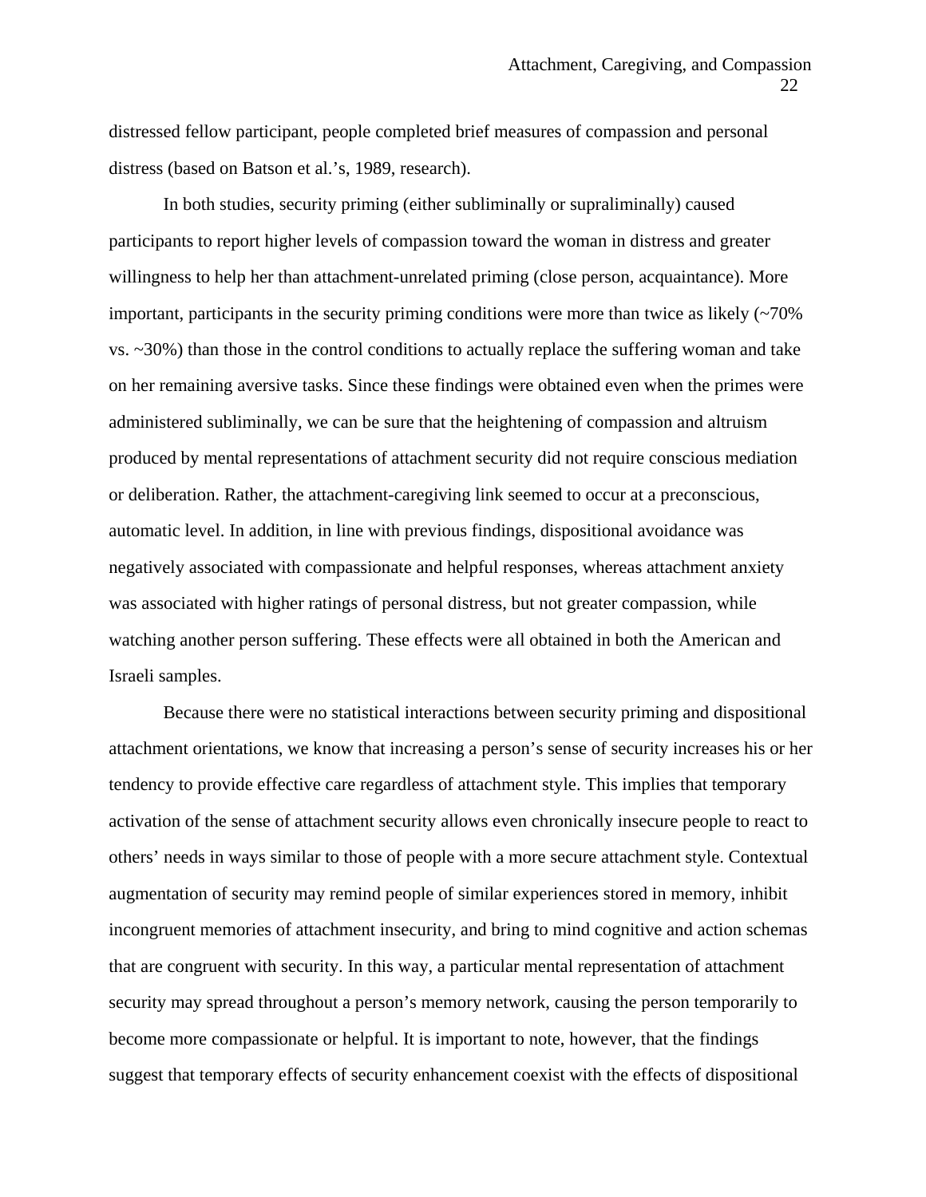distressed fellow participant, people completed brief measures of compassion and personal distress (based on Batson et al.'s, 1989, research).

In both studies, security priming (either subliminally or supraliminally) caused participants to report higher levels of compassion toward the woman in distress and greater willingness to help her than attachment-unrelated priming (close person, acquaintance). More important, participants in the security priming conditions were more than twice as likely (~70% vs. ~30%) than those in the control conditions to actually replace the suffering woman and take on her remaining aversive tasks. Since these findings were obtained even when the primes were administered subliminally, we can be sure that the heightening of compassion and altruism produced by mental representations of attachment security did not require conscious mediation or deliberation. Rather, the attachment-caregiving link seemed to occur at a preconscious, automatic level. In addition, in line with previous findings, dispositional avoidance was negatively associated with compassionate and helpful responses, whereas attachment anxiety was associated with higher ratings of personal distress, but not greater compassion, while watching another person suffering. These effects were all obtained in both the American and Israeli samples.

Because there were no statistical interactions between security priming and dispositional attachment orientations, we know that increasing a person's sense of security increases his or her tendency to provide effective care regardless of attachment style. This implies that temporary activation of the sense of attachment security allows even chronically insecure people to react to others' needs in ways similar to those of people with a more secure attachment style. Contextual augmentation of security may remind people of similar experiences stored in memory, inhibit incongruent memories of attachment insecurity, and bring to mind cognitive and action schemas that are congruent with security. In this way, a particular mental representation of attachment security may spread throughout a person's memory network, causing the person temporarily to become more compassionate or helpful. It is important to note, however, that the findings suggest that temporary effects of security enhancement coexist with the effects of dispositional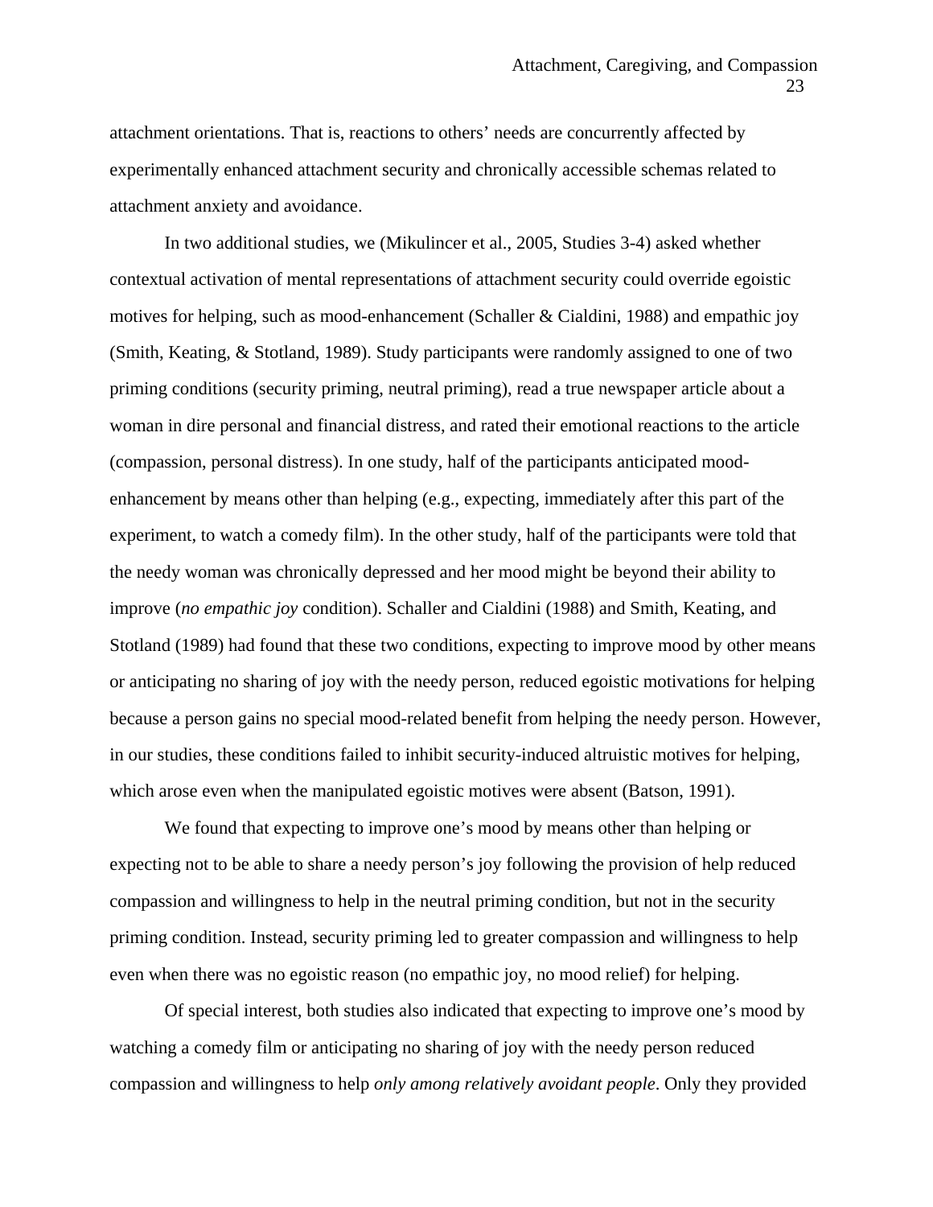attachment orientations. That is, reactions to others' needs are concurrently affected by experimentally enhanced attachment security and chronically accessible schemas related to attachment anxiety and avoidance.

In two additional studies, we (Mikulincer et al., 2005, Studies 3-4) asked whether contextual activation of mental representations of attachment security could override egoistic motives for helping, such as mood-enhancement (Schaller & Cialdini, 1988) and empathic joy (Smith, Keating, & Stotland, 1989). Study participants were randomly assigned to one of two priming conditions (security priming, neutral priming), read a true newspaper article about a woman in dire personal and financial distress, and rated their emotional reactions to the article (compassion, personal distress). In one study, half of the participants anticipated mood-enhancement by means other than helping (e.g., expecting, immediately after this part of the experiment, to watch a comedy film). In the other study, half of the participants were told that the needy woman was chronically depressed and her mood might be beyond their ability to improve (*no empathic joy* condition). Schaller and Cialdini (1988) and Smith, Keating, and Stotland (1989) had found that these two conditions, expecting to improve mood by other means or anticipating no sharing of joy with the needy person, reduced egoistic motivations for helping because a person gains no special mood-related benefit from helping the needy person. However, in our studies, these conditions failed to inhibit security-induced altruistic motives for helping, which arose even when the manipulated egoistic motives were absent (Batson, 1991).

We found that expecting to improve one's mood by means other than helping or expecting not to be able to share a needy person's joy following the provision of help reduced compassion and willingness to help in the neutral priming condition, but not in the security priming condition. Instead, security priming led to greater compassion and willingness to help even when there was no egoistic reason (no empathic joy, no mood relief) for helping.

Of special interest, both studies also indicated that expecting to improve one's mood by watching a comedy film or anticipating no sharing of joy with the needy person reduced compassion and willingness to help *only among relatively avoidant people*. Only they provided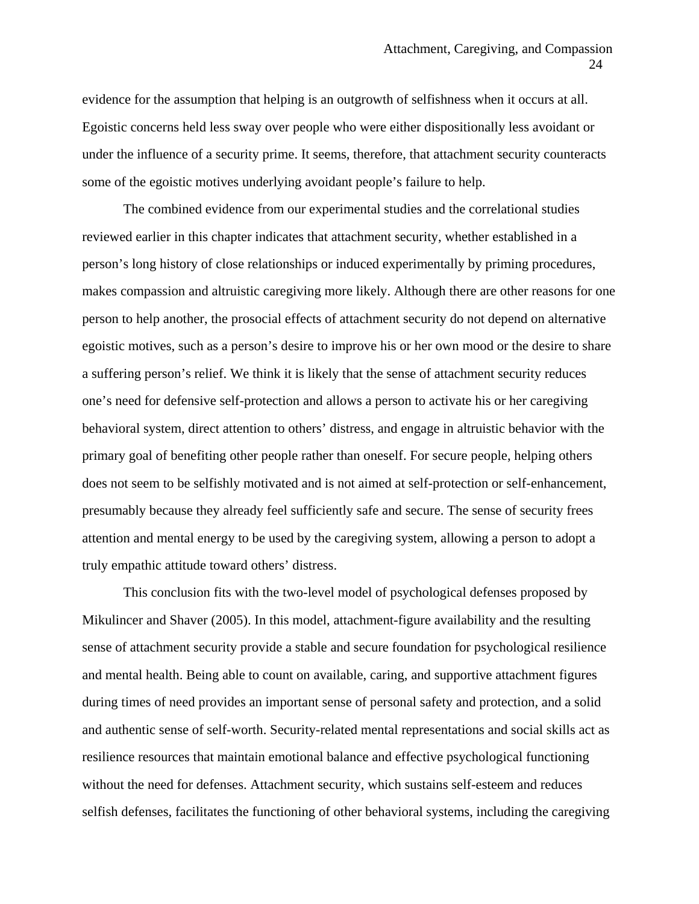evidence for the assumption that helping is an outgrowth of selfishness when it occurs at all. Egoistic concerns held less sway over people who were either dispositionally less avoidant or under the influence of a security prime. It seems, therefore, that attachment security counteracts some of the egoistic motives underlying avoidant people's failure to help.

The combined evidence from our experimental studies and the correlational studies reviewed earlier in this chapter indicates that attachment security, whether established in a person's long history of close relationships or induced experimentally by priming procedures, makes compassion and altruistic caregiving more likely. Although there are other reasons for one person to help another, the prosocial effects of attachment security do not depend on alternative egoistic motives, such as a person's desire to improve his or her own mood or the desire to share a suffering person's relief. We think it is likely that the sense of attachment security reduces one's need for defensive self-protection and allows a person to activate his or her caregiving behavioral system, direct attention to others' distress, and engage in altruistic behavior with the primary goal of benefiting other people rather than oneself. For secure people, helping others does not seem to be selfishly motivated and is not aimed at self-protection or self-enhancement, presumably because they already feel sufficiently safe and secure. The sense of security frees attention and mental energy to be used by the caregiving system, allowing a person to adopt a truly empathic attitude toward others' distress.

This conclusion fits with the two-level model of psychological defenses proposed by Mikulincer and Shaver (2005). In this model, attachment-figure availability and the resulting sense of attachment security provide a stable and secure foundation for psychological resilience and mental health. Being able to count on available, caring, and supportive attachment figures during times of need provides an important sense of personal safety and protection, and a solid and authentic sense of self-worth. Security-related mental representations and social skills act as resilience resources that maintain emotional balance and effective psychological functioning without the need for defenses. Attachment security, which sustains self-esteem and reduces selfish defenses, facilitates the functioning of other behavioral systems, including the caregiving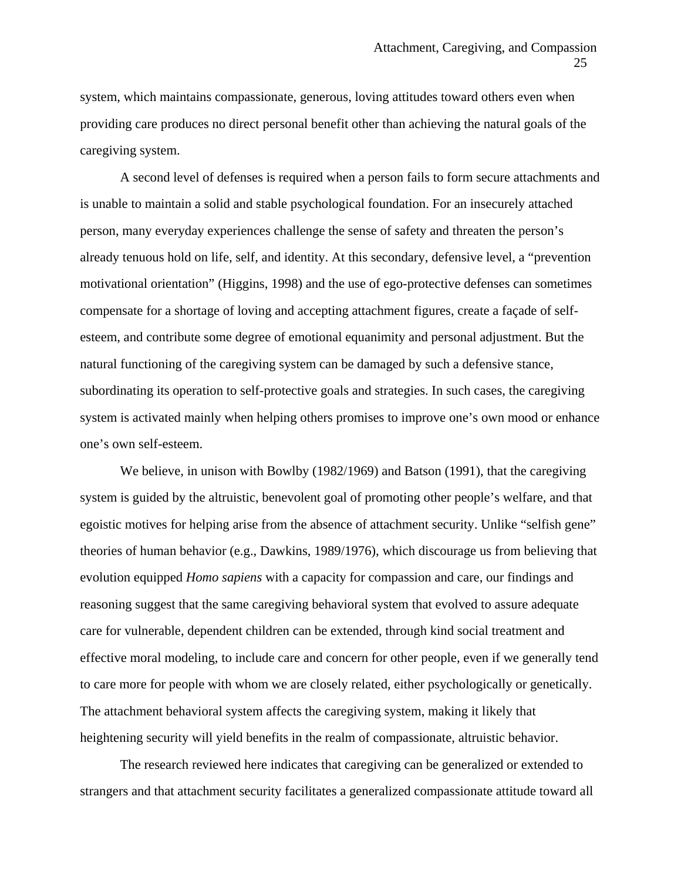system, which maintains compassionate, generous, loving attitudes toward others even when providing care produces no direct personal benefit other than achieving the natural goals of the caregiving system.

A second level of defenses is required when a person fails to form secure attachments and is unable to maintain a solid and stable psychological foundation. For an insecurely attached person, many everyday experiences challenge the sense of safety and threaten the person's already tenuous hold on life, self, and identity. At this secondary, defensive level, a "prevention motivational orientation" (Higgins, 1998) and the use of ego-protective defenses can sometimes compensate for a shortage of loving and accepting attachment figures, create a façade of self-esteem, and contribute some degree of emotional equanimity and personal adjustment. But the natural functioning of the caregiving system can be damaged by such a defensive stance, subordinating its operation to self-protective goals and strategies. In such cases, the caregiving system is activated mainly when helping others promises to improve one's own mood or enhance one's own self-esteem.

We believe, in unison with Bowlby (1982/1969) and Batson (1991), that the caregiving system is guided by the altruistic, benevolent goal of promoting other people's welfare, and that egoistic motives for helping arise from the absence of attachment security. Unlike "selfish gene" theories of human behavior (e.g., Dawkins, 1989/1976), which discourage us from believing that evolution equipped *Homo sapiens* with a capacity for compassion and care, our findings and reasoning suggest that the same caregiving behavioral system that evolved to assure adequate care for vulnerable, dependent children can be extended, through kind social treatment and effective moral modeling, to include care and concern for other people, even if we generally tend to care more for people with whom we are closely related, either psychologically or genetically. The attachment behavioral system affects the caregiving system, making it likely that heightening security will yield benefits in the realm of compassionate, altruistic behavior.

The research reviewed here indicates that caregiving can be generalized or extended to strangers and that attachment security facilitates a generalized compassionate attitude toward all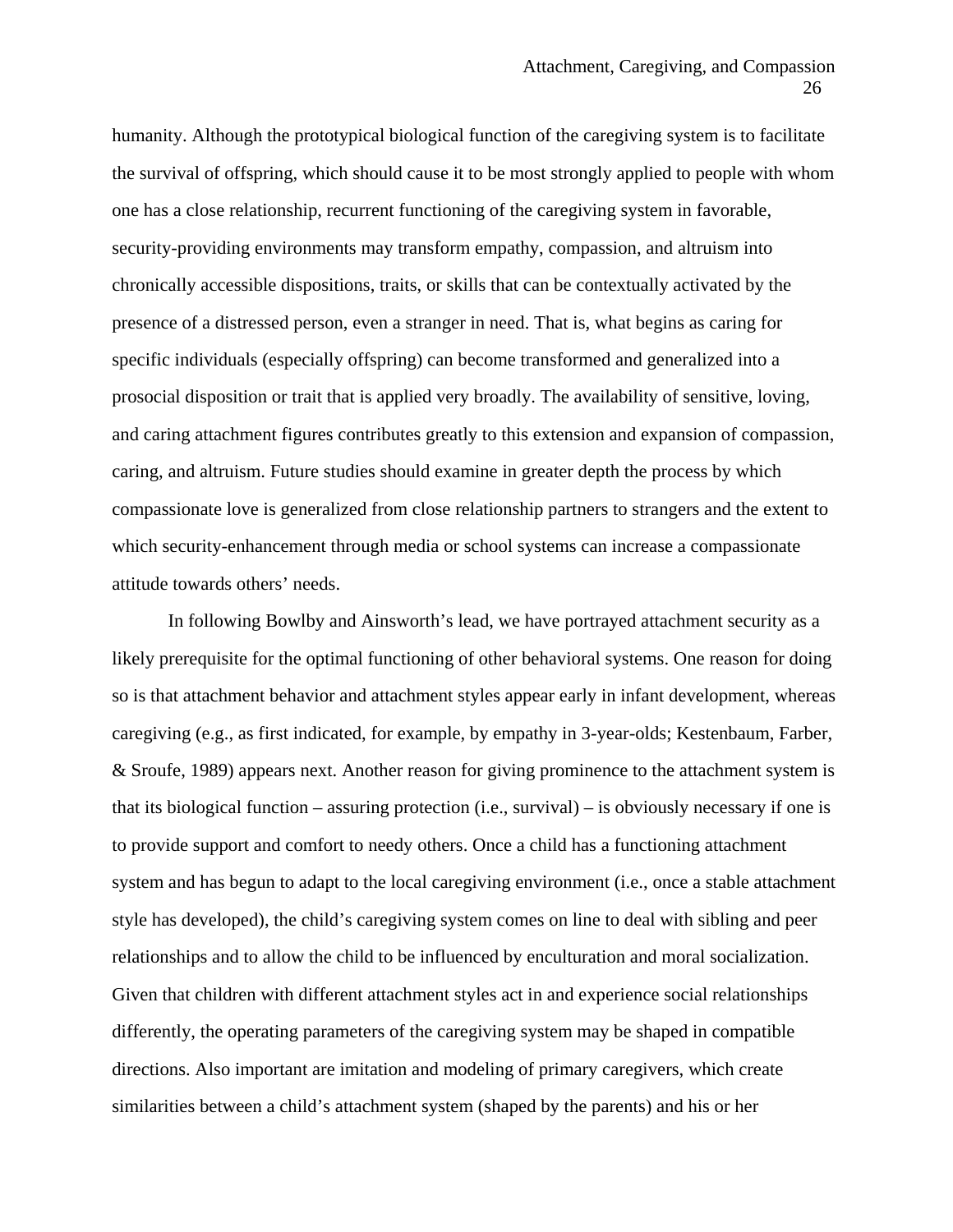humanity. Although the prototypical biological function of the caregiving system is to facilitate the survival of offspring, which should cause it to be most strongly applied to people with whom one has a close relationship, recurrent functioning of the caregiving system in favorable, security-providing environments may transform empathy, compassion, and altruism into chronically accessible dispositions, traits, or skills that can be contextually activated by the presence of a distressed person, even a stranger in need. That is, what begins as caring for specific individuals (especially offspring) can become transformed and generalized into a prosocial disposition or trait that is applied very broadly. The availability of sensitive, loving, and caring attachment figures contributes greatly to this extension and expansion of compassion, caring, and altruism. Future studies should examine in greater depth the process by which compassionate love is generalized from close relationship partners to strangers and the extent to which security-enhancement through media or school systems can increase a compassionate attitude towards others' needs.

In following Bowlby and Ainsworth's lead, we have portrayed attachment security as a likely prerequisite for the optimal functioning of other behavioral systems. One reason for doing so is that attachment behavior and attachment styles appear early in infant development, whereas caregiving (e.g., as first indicated, for example, by empathy in 3-year-olds; Kestenbaum, Farber, & Sroufe, 1989) appears next. Another reason for giving prominence to the attachment system is that its biological function – assuring protection (i.e., survival) – is obviously necessary if one is to provide support and comfort to needy others. Once a child has a functioning attachment system and has begun to adapt to the local caregiving environment (i.e., once a stable attachment style has developed), the child's caregiving system comes on line to deal with sibling and peer relationships and to allow the child to be influenced by enculturation and moral socialization. Given that children with different attachment styles act in and experience social relationships differently, the operating parameters of the caregiving system may be shaped in compatible directions. Also important are imitation and modeling of primary caregivers, which create similarities between a child's attachment system (shaped by the parents) and his or her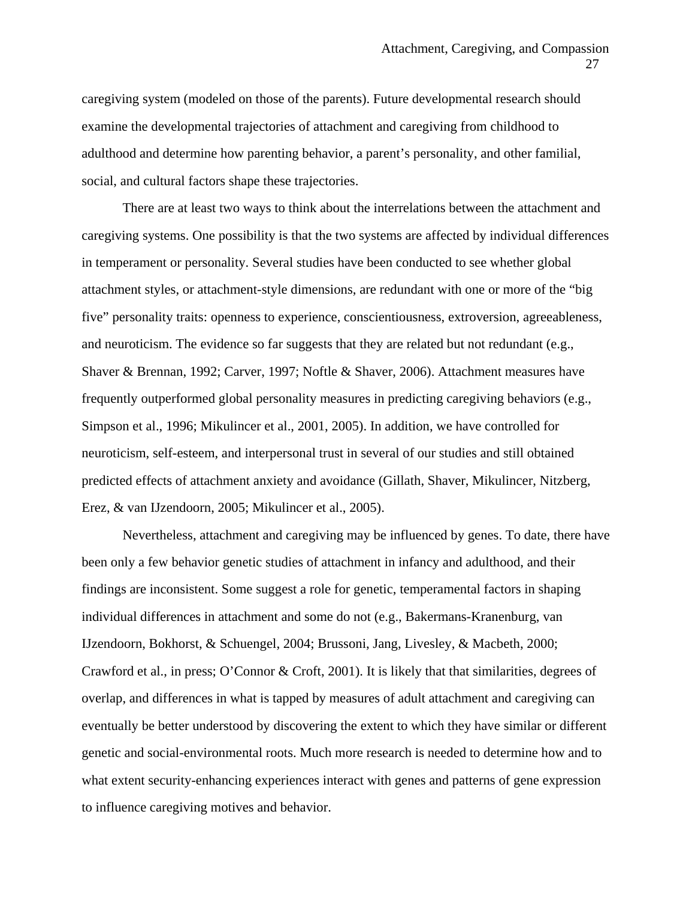caregiving system (modeled on those of the parents). Future developmental research should examine the developmental trajectories of attachment and caregiving from childhood to adulthood and determine how parenting behavior, a parent's personality, and other familial, social, and cultural factors shape these trajectories.

There are at least two ways to think about the interrelations between the attachment and caregiving systems. One possibility is that the two systems are affected by individual differences in temperament or personality. Several studies have been conducted to see whether global attachment styles, or attachment-style dimensions, are redundant with one or more of the "big five" personality traits: openness to experience, conscientiousness, extroversion, agreeableness, and neuroticism. The evidence so far suggests that they are related but not redundant (e.g., Shaver & Brennan, 1992; Carver, 1997; Noftle & Shaver, 2006). Attachment measures have frequently outperformed global personality measures in predicting caregiving behaviors (e.g., Simpson et al., 1996; Mikulincer et al., 2001, 2005). In addition, we have controlled for neuroticism, self-esteem, and interpersonal trust in several of our studies and still obtained predicted effects of attachment anxiety and avoidance (Gillath, Shaver, Mikulincer, Nitzberg, Erez, & van IJzendoorn, 2005; Mikulincer et al., 2005).

Nevertheless, attachment and caregiving may be influenced by genes. To date, there have been only a few behavior genetic studies of attachment in infancy and adulthood, and their findings are inconsistent. Some suggest a role for genetic, temperamental factors in shaping individual differences in attachment and some do not (e.g., Bakermans-Kranenburg, van IJzendoorn, Bokhorst, & Schuengel, 2004; Brussoni, Jang, Livesley, & Macbeth, 2000; Crawford et al., in press; O'Connor & Croft, 2001). It is likely that that similarities, degrees of overlap, and differences in what is tapped by measures of adult attachment and caregiving can eventually be better understood by discovering the extent to which they have similar or different genetic and social-environmental roots. Much more research is needed to determine how and to what extent security-enhancing experiences interact with genes and patterns of gene expression to influence caregiving motives and behavior.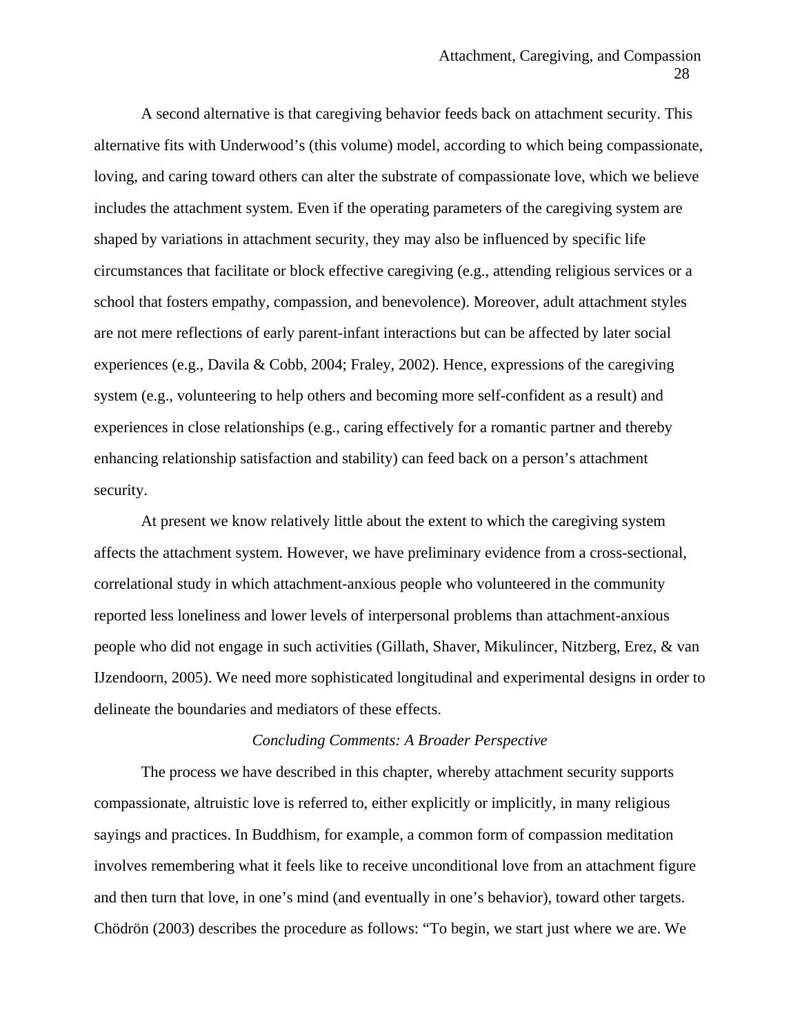A second alternative is that caregiving behavior feeds back on attachment security. This alternative fits with Underwood's (this volume) model, according to which being compassionate, loving, and caring toward others can alter the substrate of compassionate love, which we believe includes the attachment system. Even if the operating parameters of the caregiving system are shaped by variations in attachment security, they may also be influenced by specific life circumstances that facilitate or block effective caregiving (e.g., attending religious services or a school that fosters empathy, compassion, and benevolence). Moreover, adult attachment styles are not mere reflections of early parent-infant interactions but can be affected by later social experiences (e.g., Davila & Cobb, 2004; Fraley, 2002). Hence, expressions of the caregiving system (e.g., volunteering to help others and becoming more self-confident as a result) and experiences in close relationships (e.g., caring effectively for a romantic partner and thereby enhancing relationship satisfaction and stability) can feed back on a person's attachment security.

At present we know relatively little about the extent to which the caregiving system affects the attachment system. However, we have preliminary evidence from a cross-sectional, correlational study in which attachment-anxious people who volunteered in the community reported less loneliness and lower levels of interpersonal problems than attachment-anxious people who did not engage in such activities (Gillath, Shaver, Mikulincer, Nitzberg, Erez, & van IJzendoorn, 2005). We need more sophisticated longitudinal and experimental designs in order to delineate the boundaries and mediators of these effects.

## *Concluding Comments: A Broader Perspective*

The process we have described in this chapter, whereby attachment security supports compassionate, altruistic love is referred to, either explicitly or implicitly, in many religious sayings and practices. In Buddhism, for example, a common form of compassion meditation involves remembering what it feels like to receive unconditional love from an attachment figure and then turn that love, in one's mind (and eventually in one's behavior), toward other targets. Chödrön (2003) describes the procedure as follows: "To begin, we start just where we are. We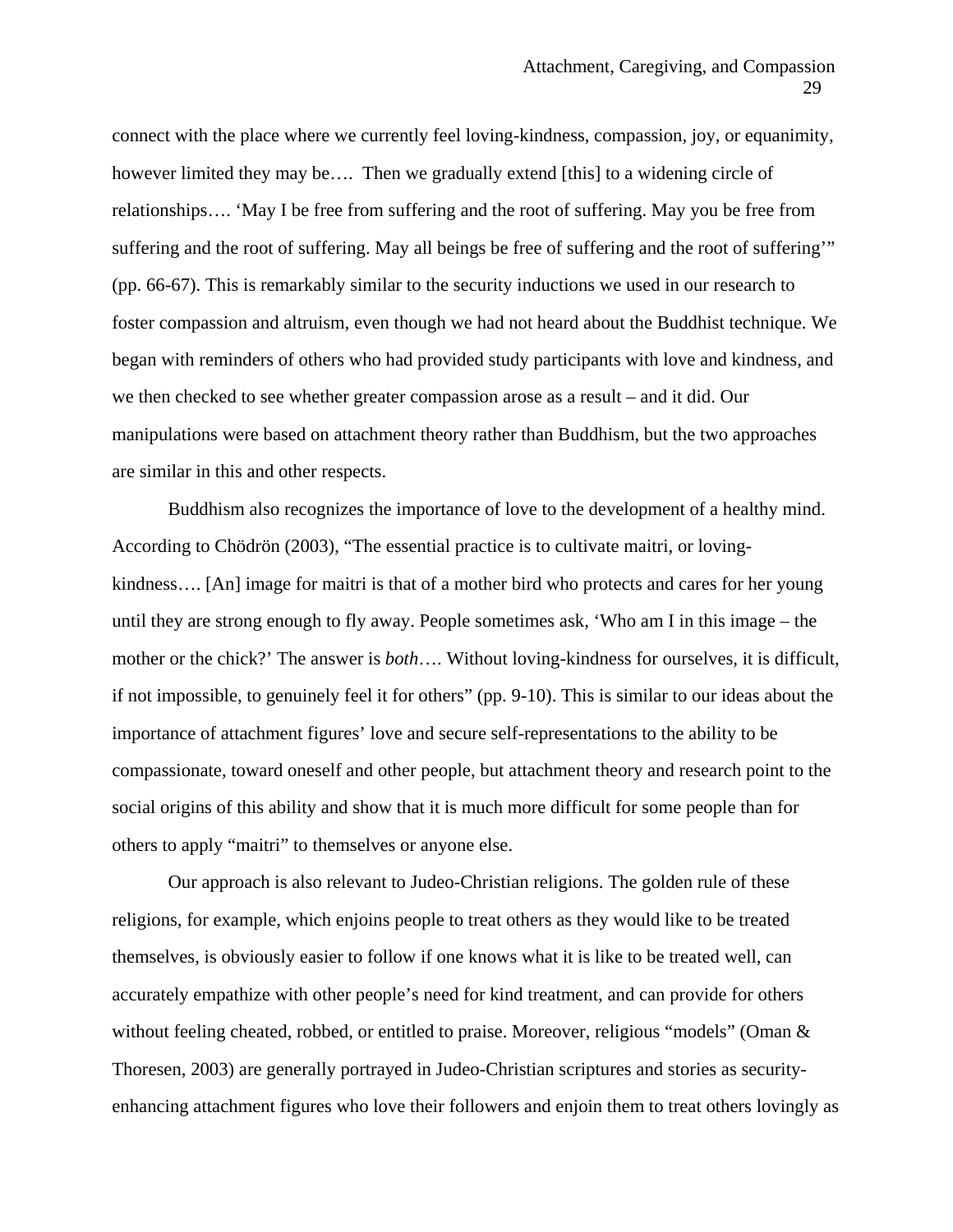connect with the place where we currently feel loving-kindness, compassion, joy, or equanimity, however limited they may be…. Then we gradually extend [this] to a widening circle of relationships…. 'May I be free from suffering and the root of suffering. May you be free from suffering and the root of suffering. May all beings be free of suffering and the root of suffering'" (pp. 66-67). This is remarkably similar to the security inductions we used in our research to foster compassion and altruism, even though we had not heard about the Buddhist technique. We began with reminders of others who had provided study participants with love and kindness, and we then checked to see whether greater compassion arose as a result – and it did. Our manipulations were based on attachment theory rather than Buddhism, but the two approaches are similar in this and other respects.

Buddhism also recognizes the importance of love to the development of a healthy mind. According to Chödrön (2003), "The essential practice is to cultivate maitri, or loving-kindness…. [An] image for maitri is that of a mother bird who protects and cares for her young until they are strong enough to fly away. People sometimes ask, 'Who am I in this image – the mother or the chick?' The answer is *both*…. Without loving-kindness for ourselves, it is difficult, if not impossible, to genuinely feel it for others" (pp. 9-10). This is similar to our ideas about the importance of attachment figures' love and secure self-representations to the ability to be compassionate, toward oneself and other people, but attachment theory and research point to the social origins of this ability and show that it is much more difficult for some people than for others to apply "maitri" to themselves or anyone else.

Our approach is also relevant to Judeo-Christian religions. The golden rule of these religions, for example, which enjoins people to treat others as they would like to be treated themselves, is obviously easier to follow if one knows what it is like to be treated well, can accurately empathize with other people's need for kind treatment, and can provide for others without feeling cheated, robbed, or entitled to praise. Moreover, religious "models" (Oman & Thoresen, 2003) are generally portrayed in Judeo-Christian scriptures and stories as security-enhancing attachment figures who love their followers and enjoin them to treat others lovingly as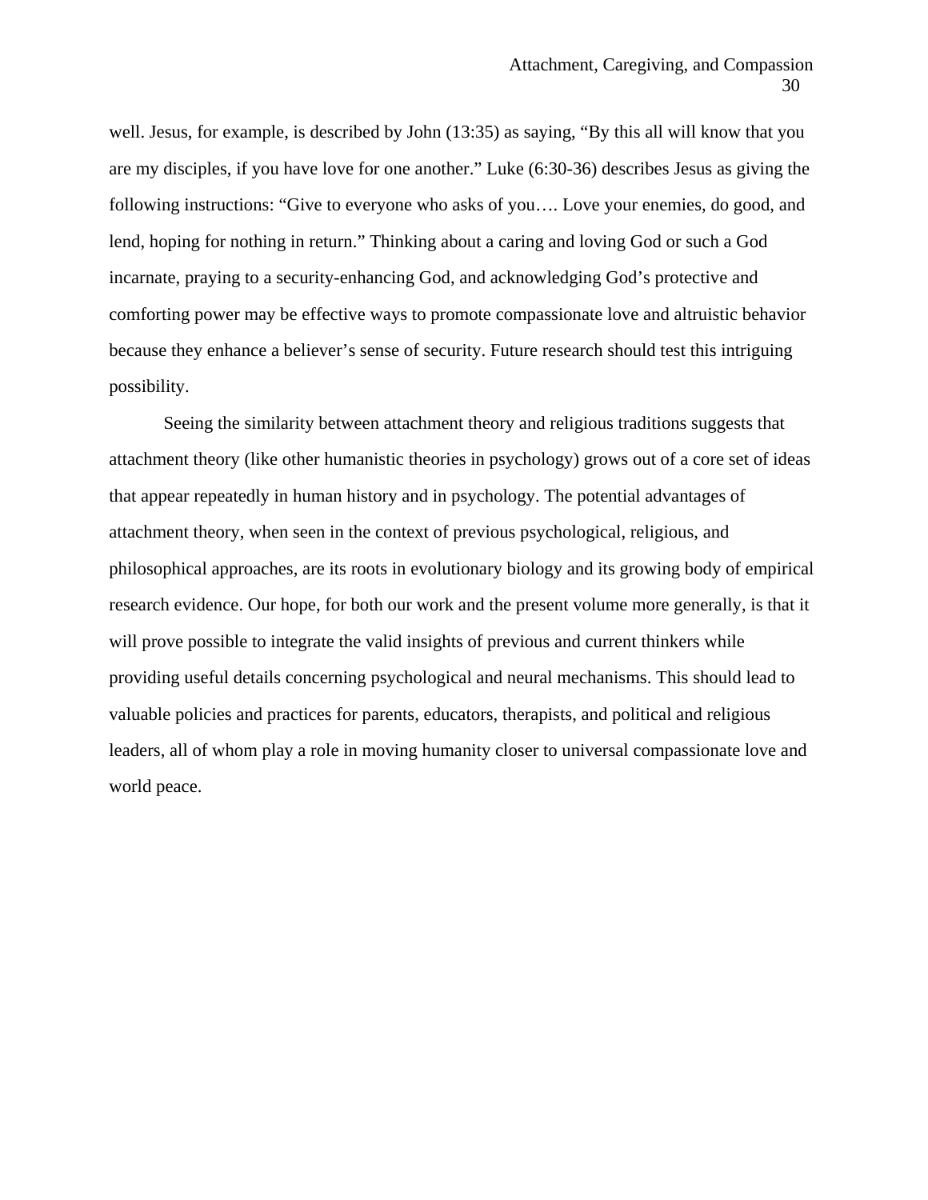well. Jesus, for example, is described by John (13:35) as saying, "By this all will know that you are my disciples, if you have love for one another." Luke (6:30-36) describes Jesus as giving the following instructions: "Give to everyone who asks of you…. Love your enemies, do good, and lend, hoping for nothing in return." Thinking about a caring and loving God or such a God incarnate, praying to a security-enhancing God, and acknowledging God's protective and comforting power may be effective ways to promote compassionate love and altruistic behavior because they enhance a believer's sense of security. Future research should test this intriguing possibility.

Seeing the similarity between attachment theory and religious traditions suggests that attachment theory (like other humanistic theories in psychology) grows out of a core set of ideas that appear repeatedly in human history and in psychology. The potential advantages of attachment theory, when seen in the context of previous psychological, religious, and philosophical approaches, are its roots in evolutionary biology and its growing body of empirical research evidence. Our hope, for both our work and the present volume more generally, is that it will prove possible to integrate the valid insights of previous and current thinkers while providing useful details concerning psychological and neural mechanisms. This should lead to valuable policies and practices for parents, educators, therapists, and political and religious leaders, all of whom play a role in moving humanity closer to universal compassionate love and world peace.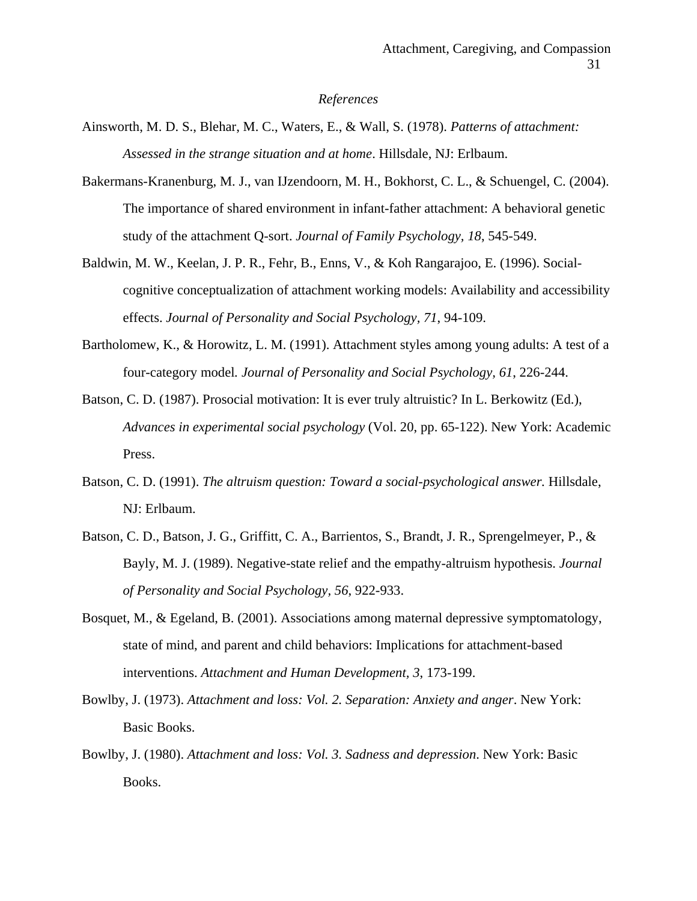*References*

Ainsworth, M. D. S., Blehar, M. C., Waters, E., & Wall, S. (1978). *Patterns of attachment: Assessed in the strange situation and at home*. Hillsdale, NJ: Erlbaum.

Bakermans-Kranenburg, M. J., van IJzendoorn, M. H., Bokhorst, C. L., & Schuengel, C. (2004). The importance of shared environment in infant-father attachment: A behavioral genetic study of the attachment Q-sort. *Journal of Family Psychology*, *18*, 545-549.

Baldwin, M. W., Keelan, J. P. R., Fehr, B., Enns, V., & Koh Rangarajoo, E. (1996). Social-cognitive conceptualization of attachment working models: Availability and accessibility effects. *Journal of Personality and Social Psychology, 71*, 94-109.

Bartholomew, K., & Horowitz, L. M. (1991). Attachment styles among young adults: A test of a four-category model*. Journal of Personality and Social Psychology, 61*, 226-244.

Batson, C. D. (1987). Prosocial motivation: It is ever truly altruistic? In L. Berkowitz (Ed.), *Advances in experimental social psychology* (Vol. 20, pp. 65-122). New York: Academic Press.

Batson, C. D. (1991). *The altruism question: Toward a social-psychological answer.* Hillsdale, NJ: Erlbaum.

Batson, C. D., Batson, J. G., Griffitt, C. A., Barrientos, S., Brandt, J. R., Sprengelmeyer, P., & Bayly, M. J. (1989). Negative-state relief and the empathy-altruism hypothesis. *Journal of Personality and Social Psychology*, *56*, 922-933.

Bosquet, M., & Egeland, B. (2001). Associations among maternal depressive symptomatology, state of mind, and parent and child behaviors: Implications for attachment-based interventions. *Attachment and Human Development, 3*, 173-199.

Bowlby, J. (1973). *Attachment and loss: Vol. 2. Separation: Anxiety and anger*. New York: Basic Books.

Bowlby, J. (1980). *Attachment and loss: Vol. 3. Sadness and depression*. New York: Basic Books.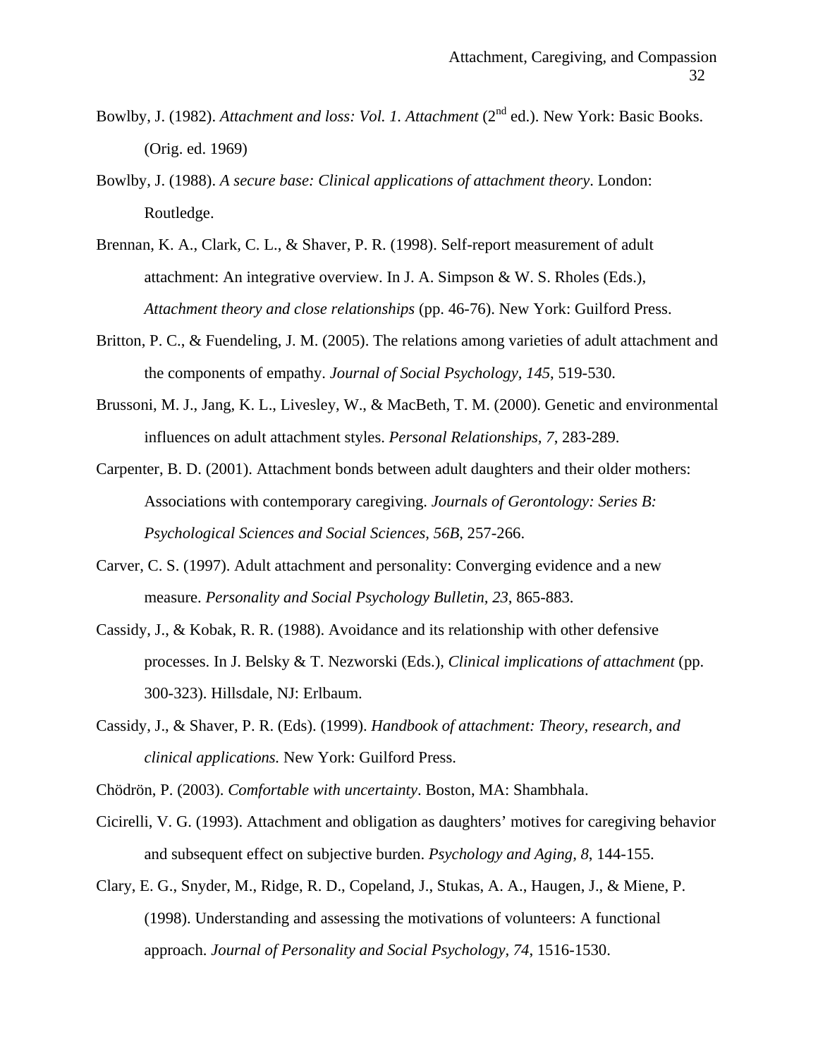Bowlby, J. (1982). *Attachment and loss: Vol. 1. Attachment* (2nd ed.). New York: Basic Books. (Orig. ed. 1969)

Bowlby, J. (1988). *A secure base: Clinical applications of attachment theory*. London: Routledge.

Brennan, K. A., Clark, C. L., & Shaver, P. R. (1998). Self-report measurement of adult attachment: An integrative overview. In J. A. Simpson & W. S. Rholes (Eds.), *Attachment theory and close relationships* (pp. 46-76). New York: Guilford Press.

Britton, P. C., & Fuendeling, J. M. (2005). The relations among varieties of adult attachment and the components of empathy. *Journal of Social Psychology, 145*, 519-530.

Brussoni, M. J., Jang, K. L., Livesley, W., & MacBeth, T. M. (2000). Genetic and environmental influences on adult attachment styles. *Personal Relationships, 7*, 283-289.

Carpenter, B. D. (2001). Attachment bonds between adult daughters and their older mothers: Associations with contemporary caregiving. *Journals of Gerontology: Series B: Psychological Sciences and Social Sciences, 56B*, 257-266.

Carver, C. S. (1997). Adult attachment and personality: Converging evidence and a new measure. *Personality and Social Psychology Bulletin, 23*, 865-883.

Cassidy, J., & Kobak, R. R. (1988). Avoidance and its relationship with other defensive processes. In J. Belsky & T. Nezworski (Eds.), *Clinical implications of attachment* (pp. 300-323). Hillsdale, NJ: Erlbaum.

Cassidy, J., & Shaver, P. R. (Eds). (1999). *Handbook of attachment: Theory, research, and clinical applications.* New York: Guilford Press.

Chödrön, P. (2003). *Comfortable with uncertainty*. Boston, MA: Shambhala.

Cicirelli, V. G. (1993). Attachment and obligation as daughters' motives for caregiving behavior and subsequent effect on subjective burden. *Psychology and Aging, 8*, 144-155.

Clary, E. G., Snyder, M., Ridge, R. D., Copeland, J., Stukas, A. A., Haugen, J., & Miene, P. (1998). Understanding and assessing the motivations of volunteers: A functional approach. *Journal of Personality and Social Psychology, 74*, 1516-1530.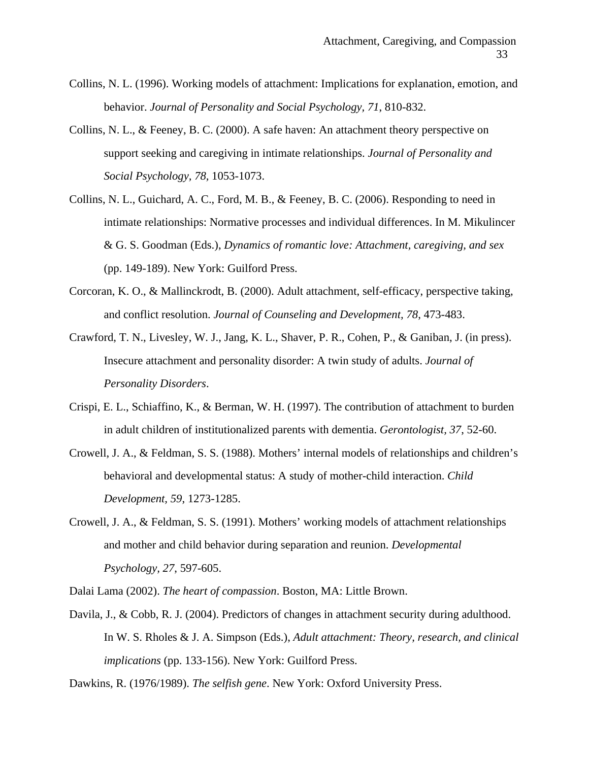Collins, N. L. (1996). Working models of attachment: Implications for explanation, emotion, and behavior. *Journal of Personality and Social Psychology, 71*, 810-832.

Collins, N. L., & Feeney, B. C. (2000). A safe haven: An attachment theory perspective on support seeking and caregiving in intimate relationships. *Journal of Personality and Social Psychology, 78*, 1053-1073.

Collins, N. L., Guichard, A. C., Ford, M. B., & Feeney, B. C. (2006). Responding to need in intimate relationships: Normative processes and individual differences. In M. Mikulincer & G. S. Goodman (Eds.), *Dynamics of romantic love: Attachment, caregiving, and sex* (pp. 149-189). New York: Guilford Press.

Corcoran, K. O., & Mallinckrodt, B. (2000). Adult attachment, self-efficacy, perspective taking, and conflict resolution. *Journal of Counseling and Development, 78*, 473-483.

Crawford, T. N., Livesley, W. J., Jang, K. L., Shaver, P. R., Cohen, P., & Ganiban, J. (in press). Insecure attachment and personality disorder: A twin study of adults. *Journal of Personality Disorders*.

Crispi, E. L., Schiaffino, K., & Berman, W. H. (1997). The contribution of attachment to burden in adult children of institutionalized parents with dementia. *Gerontologist, 37*, 52-60.

Crowell, J. A., & Feldman, S. S. (1988). Mothers' internal models of relationships and children's behavioral and developmental status: A study of mother-child interaction. *Child Development, 59*, 1273-1285.

Crowell, J. A., & Feldman, S. S. (1991). Mothers' working models of attachment relationships and mother and child behavior during separation and reunion. *Developmental Psychology, 27*, 597-605.

Dalai Lama (2002). *The heart of compassion*. Boston, MA: Little Brown.

Davila, J., & Cobb, R. J. (2004). Predictors of changes in attachment security during adulthood. In W. S. Rholes & J. A. Simpson (Eds.), *Adult attachment: Theory, research, and clinical implications* (pp. 133-156). New York: Guilford Press.

Dawkins, R. (1976/1989). *The selfish gene*. New York: Oxford University Press.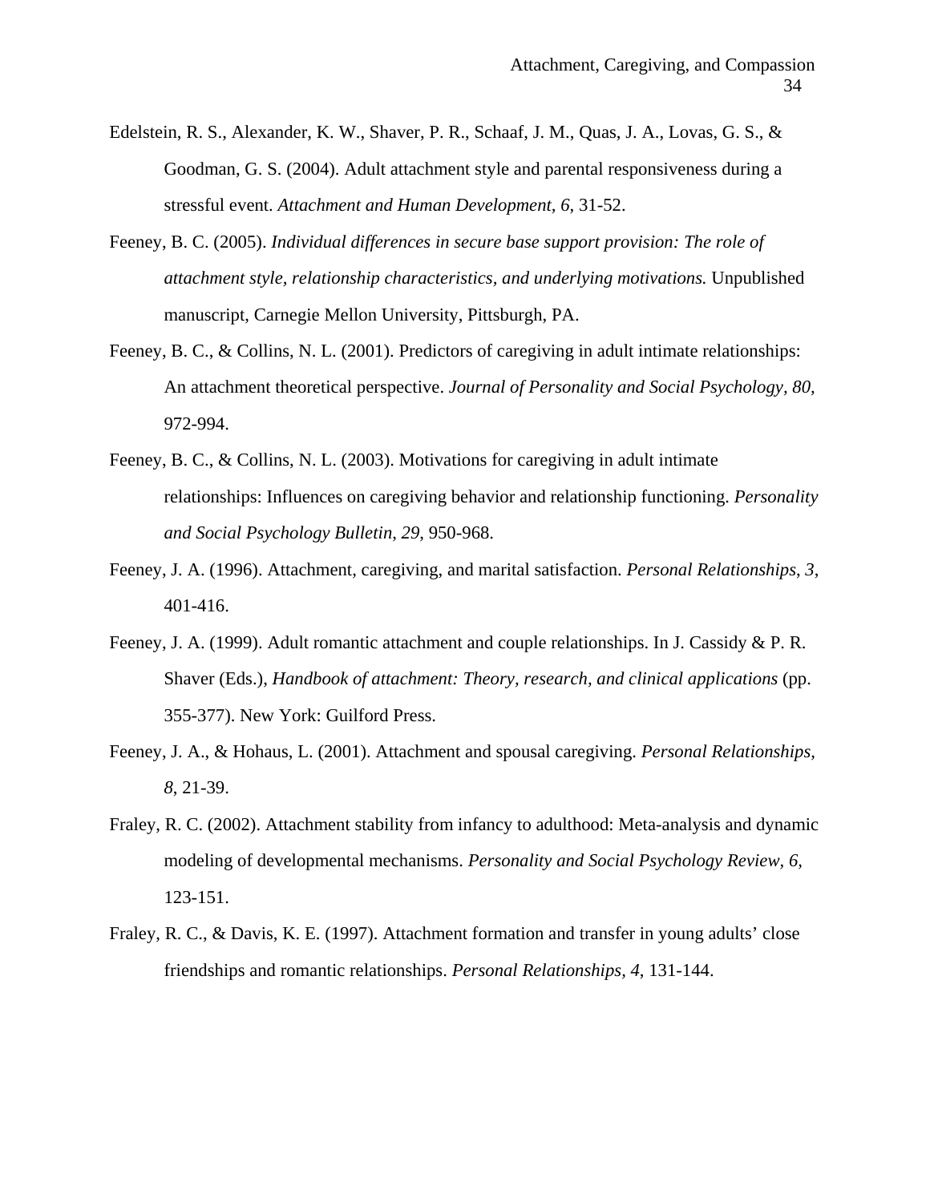Edelstein, R. S., Alexander, K. W., Shaver, P. R., Schaaf, J. M., Quas, J. A., Lovas, G. S., & Goodman, G. S. (2004). Adult attachment style and parental responsiveness during a stressful event. *Attachment and Human Development, 6*, 31-52.

Feeney, B. C. (2005). *Individual differences in secure base support provision: The role of attachment style, relationship characteristics, and underlying motivations.* Unpublished manuscript, Carnegie Mellon University, Pittsburgh, PA.

Feeney, B. C., & Collins, N. L. (2001). Predictors of caregiving in adult intimate relationships: An attachment theoretical perspective. *Journal of Personality and Social Psychology, 80,* 972-994.

Feeney, B. C., & Collins, N. L. (2003). Motivations for caregiving in adult intimate relationships: Influences on caregiving behavior and relationship functioning. *Personality and Social Psychology Bulletin, 29,* 950-968.

Feeney, J. A. (1996). Attachment, caregiving, and marital satisfaction. *Personal Relationships, 3*, 401-416.

Feeney, J. A. (1999). Adult romantic attachment and couple relationships. In J. Cassidy & P. R. Shaver (Eds.), *Handbook of attachment: Theory, research, and clinical applications* (pp. 355-377). New York: Guilford Press.

Feeney, J. A., & Hohaus, L. (2001). Attachment and spousal caregiving. *Personal Relationships, 8*, 21-39.

Fraley, R. C. (2002). Attachment stability from infancy to adulthood: Meta-analysis and dynamic modeling of developmental mechanisms. *Personality and Social Psychology Review, 6,* 123-151.

Fraley, R. C., & Davis, K. E. (1997). Attachment formation and transfer in young adults' close friendships and romantic relationships. *Personal Relationships, 4*, 131-144.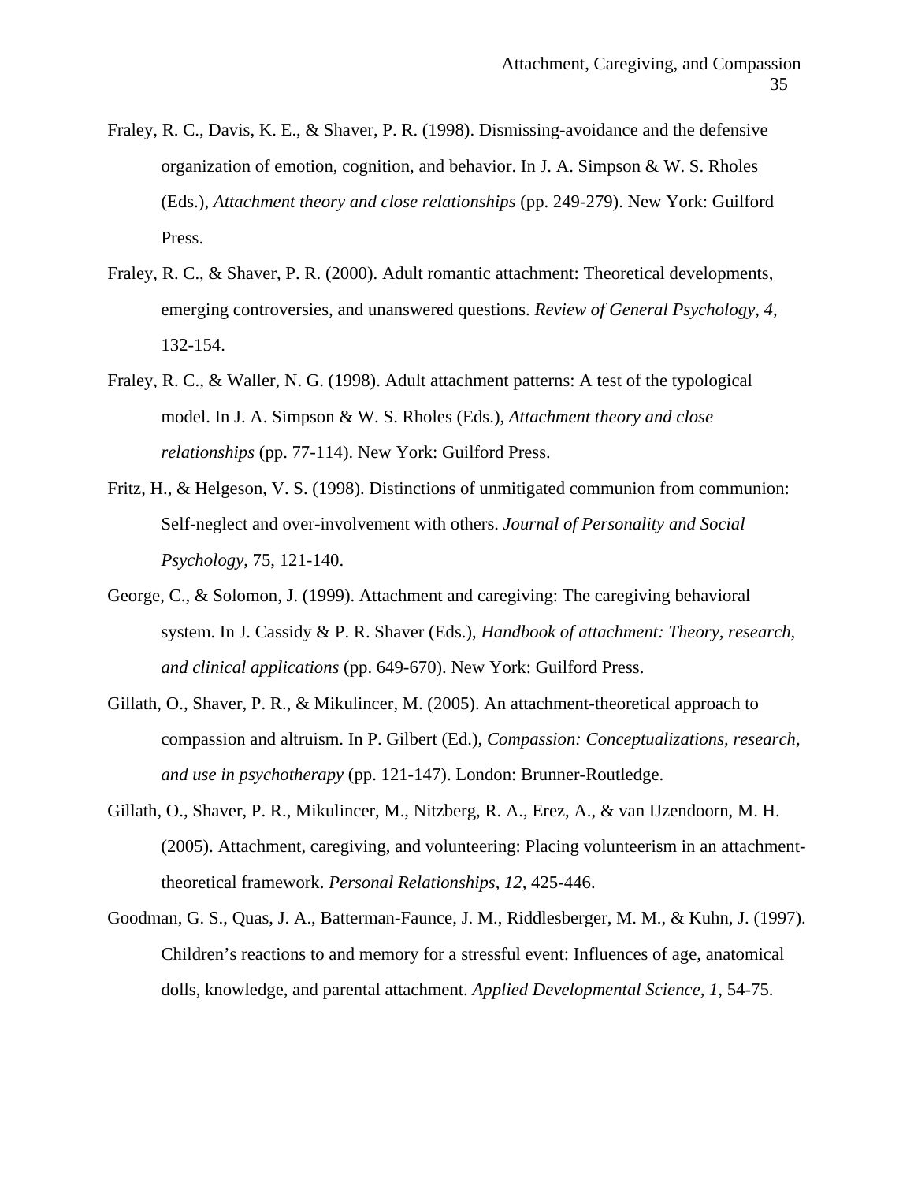Fraley, R. C., Davis, K. E., & Shaver, P. R. (1998). Dismissing-avoidance and the defensive organization of emotion, cognition, and behavior. In J. A. Simpson & W. S. Rholes (Eds.), *Attachment theory and close relationships* (pp. 249-279). New York: Guilford Press.

Fraley, R. C., & Shaver, P. R. (2000). Adult romantic attachment: Theoretical developments, emerging controversies, and unanswered questions. *Review of General Psychology, 4*, 132-154.

Fraley, R. C., & Waller, N. G. (1998). Adult attachment patterns: A test of the typological model. In J. A. Simpson & W. S. Rholes (Eds.), *Attachment theory and close relationships* (pp. 77-114). New York: Guilford Press.

Fritz, H., & Helgeson, V. S. (1998). Distinctions of unmitigated communion from communion: Self-neglect and over-involvement with others. *Journal of Personality and Social Psychology*, 75, 121-140.

George, C., & Solomon, J. (1999). Attachment and caregiving: The caregiving behavioral system. In J. Cassidy & P. R. Shaver (Eds.), *Handbook of attachment: Theory, research, and clinical applications* (pp. 649-670). New York: Guilford Press.

Gillath, O., Shaver, P. R., & Mikulincer, M. (2005). An attachment-theoretical approach to compassion and altruism. In P. Gilbert (Ed.), *Compassion: Conceptualizations, research, and use in psychotherapy* (pp. 121-147). London: Brunner-Routledge.

Gillath, O., Shaver, P. R., Mikulincer, M., Nitzberg, R. A., Erez, A., & van IJzendoorn, M. H. (2005). Attachment, caregiving, and volunteering: Placing volunteerism in an attachment-theoretical framework. *Personal Relationships, 12*, 425-446.

Goodman, G. S., Quas, J. A., Batterman-Faunce, J. M., Riddlesberger, M. M., & Kuhn, J. (1997). Children's reactions to and memory for a stressful event: Influences of age, anatomical dolls, knowledge, and parental attachment. *Applied Developmental Science, 1*, 54-75.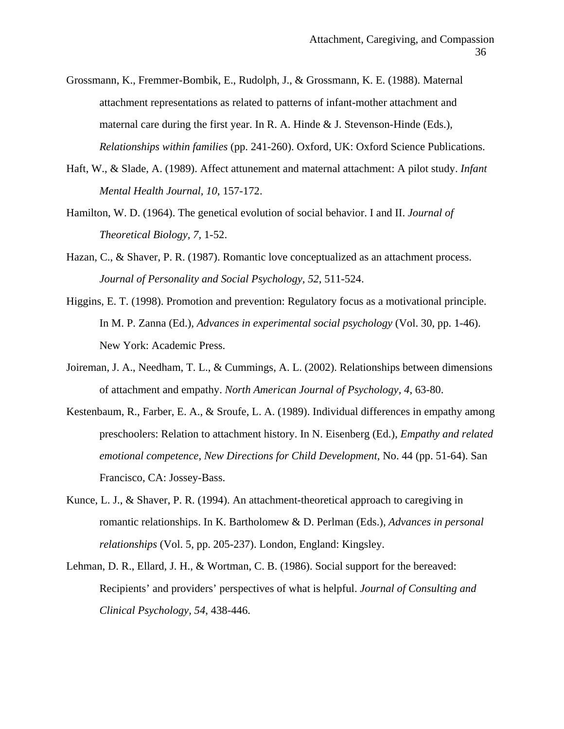Grossmann, K., Fremmer-Bombik, E., Rudolph, J., & Grossmann, K. E. (1988). Maternal attachment representations as related to patterns of infant-mother attachment and maternal care during the first year. In R. A. Hinde & J. Stevenson-Hinde (Eds.), *Relationships within families* (pp. 241-260). Oxford, UK: Oxford Science Publications.

Haft, W., & Slade, A. (1989). Affect attunement and maternal attachment: A pilot study. *Infant Mental Health Journal, 10*, 157-172.

Hamilton, W. D. (1964). The genetical evolution of social behavior. I and II. *Journal of Theoretical Biology, 7,* 1-52.

Hazan, C., & Shaver, P. R. (1987). Romantic love conceptualized as an attachment process. *Journal of Personality and Social Psychology, 52,* 511-524.

Higgins, E. T. (1998). Promotion and prevention: Regulatory focus as a motivational principle. In M. P. Zanna (Ed.), *Advances in experimental social psychology* (Vol. 30, pp. 1-46). New York: Academic Press.

Joireman, J. A., Needham, T. L., & Cummings, A. L. (2002). Relationships between dimensions of attachment and empathy. *North American Journal of Psychology, 4*, 63-80.

Kestenbaum, R., Farber, E. A., & Sroufe, L. A. (1989). Individual differences in empathy among preschoolers: Relation to attachment history. In N. Eisenberg (Ed.), *Empathy and related emotional competence*, *New Directions for Child Development*, No. 44 (pp. 51-64). San Francisco, CA: Jossey-Bass.

Kunce, L. J., & Shaver, P. R. (1994). An attachment-theoretical approach to caregiving in romantic relationships. In K. Bartholomew & D. Perlman (Eds.), *Advances in personal relationships* (Vol. 5, pp. 205-237). London, England: Kingsley.

Lehman, D. R., Ellard, J. H., & Wortman, C. B. (1986). Social support for the bereaved: Recipients' and providers' perspectives of what is helpful. *Journal of Consulting and Clinical Psychology, 54*, 438-446.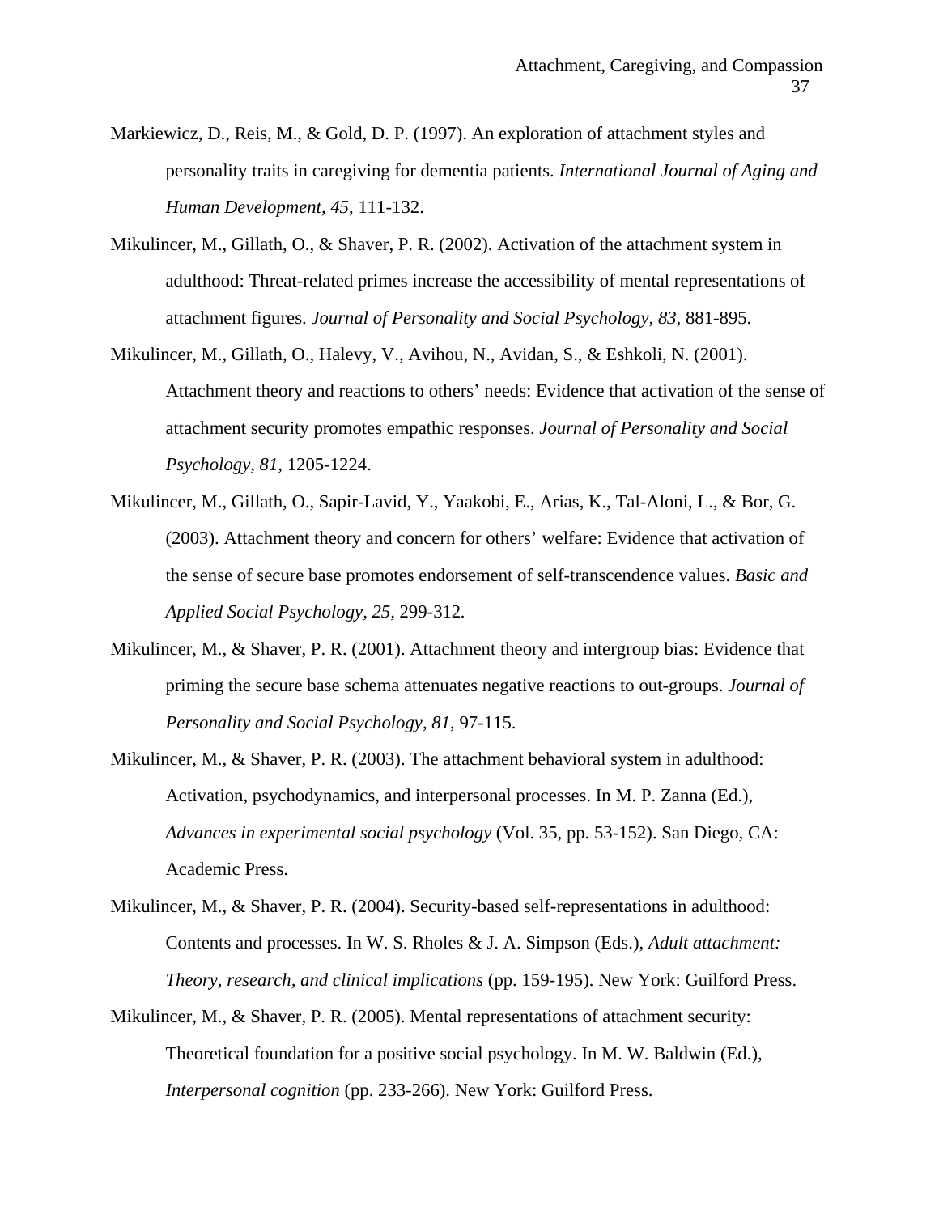Markiewicz, D., Reis, M., & Gold, D. P. (1997). An exploration of attachment styles and personality traits in caregiving for dementia patients. *International Journal of Aging and Human Development, 45*, 111-132.

Mikulincer, M., Gillath, O., & Shaver, P. R. (2002). Activation of the attachment system in adulthood: Threat-related primes increase the accessibility of mental representations of attachment figures. *Journal of Personality and Social Psychology, 83*, 881-895.

Mikulincer, M., Gillath, O., Halevy, V., Avihou, N., Avidan, S., & Eshkoli, N. (2001). Attachment theory and reactions to others' needs: Evidence that activation of the sense of attachment security promotes empathic responses. *Journal of Personality and Social Psychology, 81*, 1205-1224.

Mikulincer, M., Gillath, O., Sapir-Lavid, Y., Yaakobi, E., Arias, K., Tal-Aloni, L., & Bor, G. (2003). Attachment theory and concern for others' welfare: Evidence that activation of the sense of secure base promotes endorsement of self-transcendence values. *Basic and Applied Social Psychology, 25*, 299-312.

Mikulincer, M., & Shaver, P. R. (2001). Attachment theory and intergroup bias: Evidence that priming the secure base schema attenuates negative reactions to out-groups. *Journal of Personality and Social Psychology, 81*, 97-115.

Mikulincer, M., & Shaver, P. R. (2003). The attachment behavioral system in adulthood: Activation, psychodynamics, and interpersonal processes. In M. P. Zanna (Ed.), *Advances in experimental social psychology* (Vol. 35, pp. 53-152). San Diego, CA: Academic Press.

Mikulincer, M., & Shaver, P. R. (2004). Security-based self-representations in adulthood: Contents and processes. In W. S. Rholes & J. A. Simpson (Eds.), *Adult attachment: Theory, research, and clinical implications* (pp. 159-195). New York: Guilford Press.

Mikulincer, M., & Shaver, P. R. (2005). Mental representations of attachment security: Theoretical foundation for a positive social psychology. In M. W. Baldwin (Ed.), *Interpersonal cognition* (pp. 233-266). New York: Guilford Press.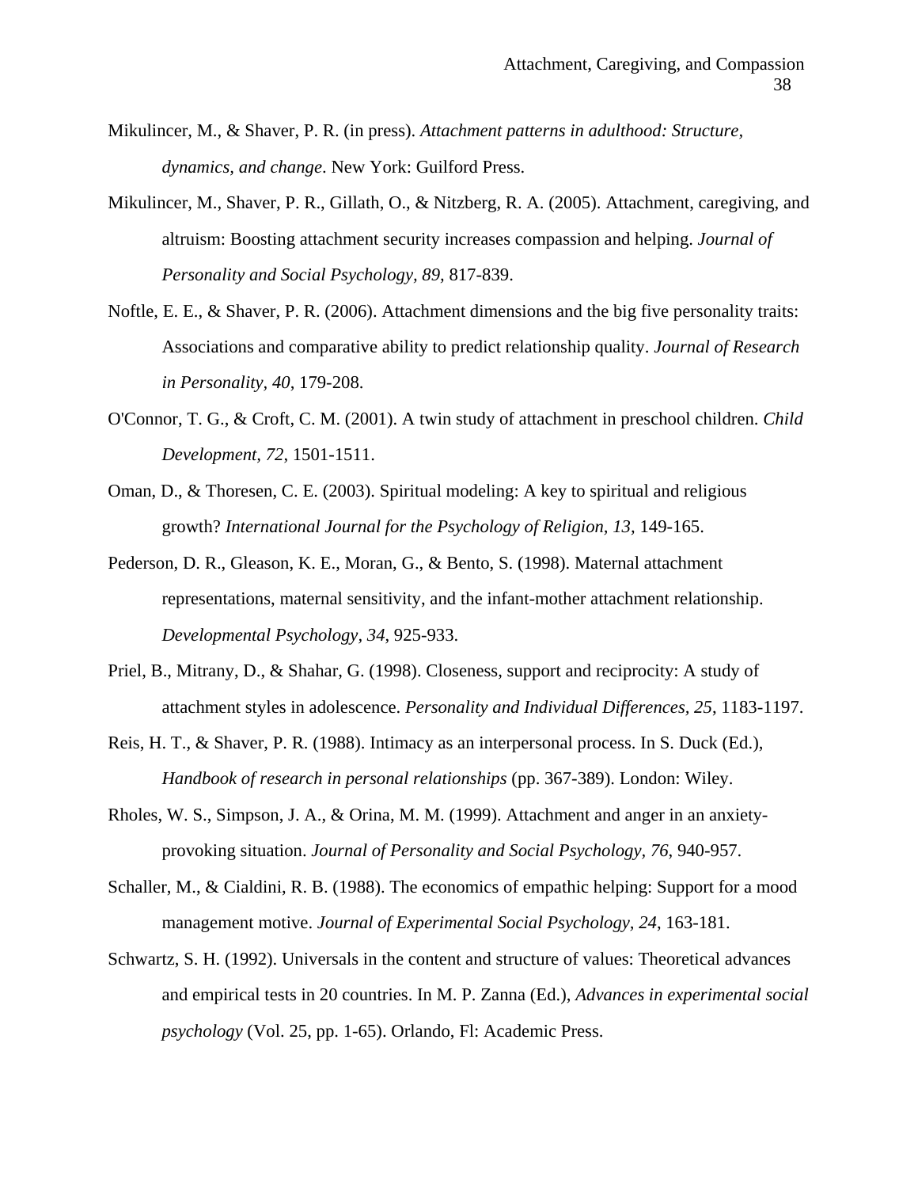Mikulincer, M., & Shaver, P. R. (in press). *Attachment patterns in adulthood: Structure, dynamics, and change*. New York: Guilford Press.

Mikulincer, M., Shaver, P. R., Gillath, O., & Nitzberg, R. A. (2005). Attachment, caregiving, and altruism: Boosting attachment security increases compassion and helping. *Journal of Personality and Social Psychology, 89*, 817-839.

Noftle, E. E., & Shaver, P. R. (2006). Attachment dimensions and the big five personality traits: Associations and comparative ability to predict relationship quality. *Journal of Research in Personality, 40*, 179-208.

O'Connor, T. G., & Croft, C. M. (2001). A twin study of attachment in preschool children. *Child Development, 72*, 1501-1511.

Oman, D., & Thoresen, C. E. (2003). Spiritual modeling: A key to spiritual and religious growth? *International Journal for the Psychology of Religion, 13*, 149-165.

Pederson, D. R., Gleason, K. E., Moran, G., & Bento, S. (1998). Maternal attachment representations, maternal sensitivity, and the infant-mother attachment relationship. *Developmental Psychology, 34*, 925-933.

Priel, B., Mitrany, D., & Shahar, G. (1998). Closeness, support and reciprocity: A study of attachment styles in adolescence. *Personality and Individual Differences, 25*, 1183-1197.

Reis, H. T., & Shaver, P. R. (1988). Intimacy as an interpersonal process. In S. Duck (Ed.), *Handbook of research in personal relationships* (pp. 367-389). London: Wiley.

Rholes, W. S., Simpson, J. A., & Orina, M. M. (1999). Attachment and anger in an anxiety-provoking situation. *Journal of Personality and Social Psychology, 76*, 940-957.

Schaller, M., & Cialdini, R. B. (1988). The economics of empathic helping: Support for a mood management motive. *Journal of Experimental Social Psychology, 24*, 163-181.

Schwartz, S. H. (1992). Universals in the content and structure of values: Theoretical advances and empirical tests in 20 countries. In M. P. Zanna (Ed.), *Advances in experimental social psychology* (Vol. 25, pp. 1-65). Orlando, Fl: Academic Press.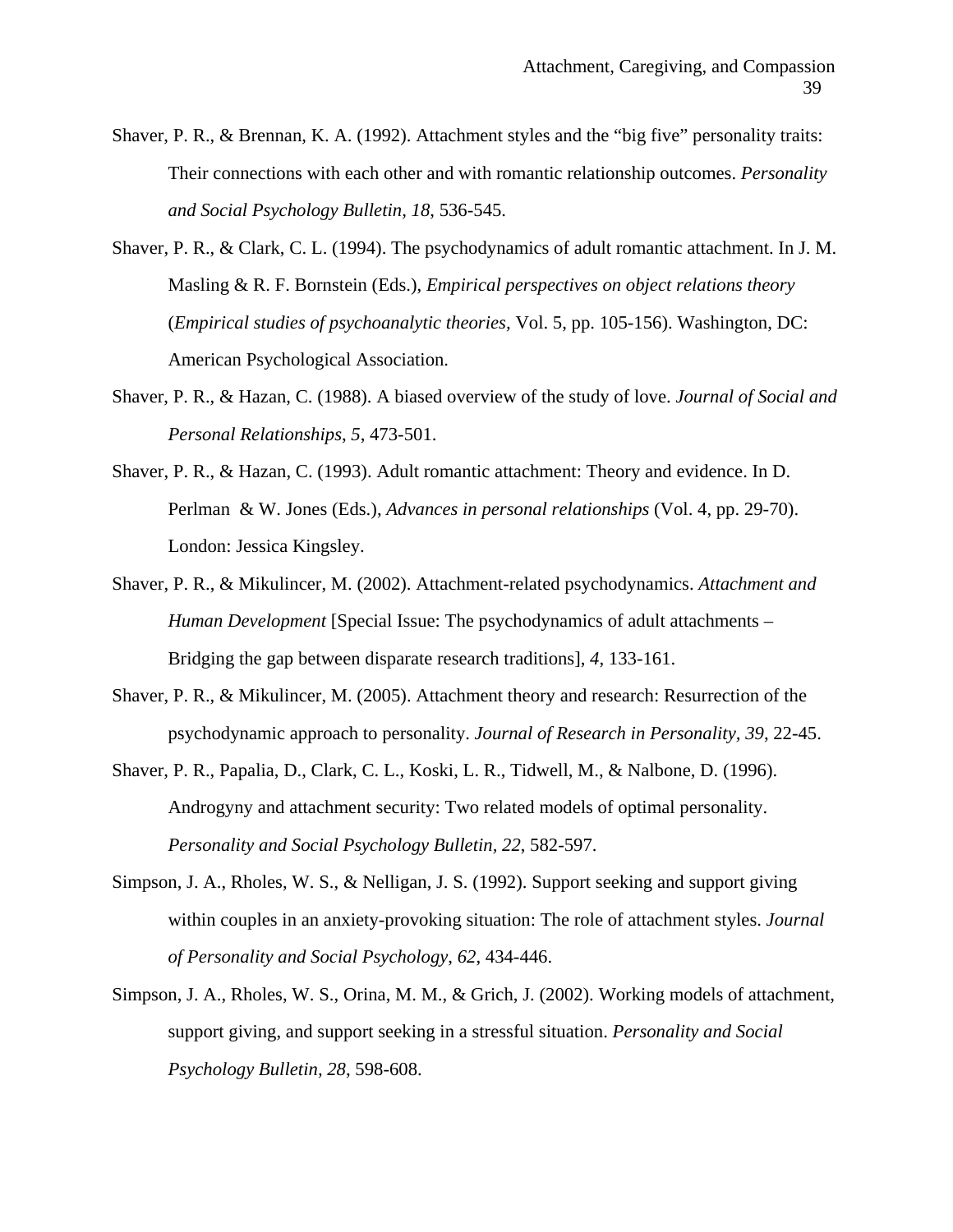Shaver, P. R., & Brennan, K. A. (1992). Attachment styles and the "big five" personality traits: Their connections with each other and with romantic relationship outcomes. *Personality and Social Psychology Bulletin, 18*, 536-545.

Shaver, P. R., & Clark, C. L. (1994). The psychodynamics of adult romantic attachment. In J. M. Masling & R. F. Bornstein (Eds.), *Empirical perspectives on object relations theory* (*Empirical studies of psychoanalytic theories,* Vol. 5, pp. 105-156). Washington, DC: American Psychological Association.

Shaver, P. R., & Hazan, C. (1988). A biased overview of the study of love. *Journal of Social and Personal Relationships*, *5*, 473-501.

Shaver, P. R., & Hazan, C. (1993). Adult romantic attachment: Theory and evidence. In D. Perlman & W. Jones (Eds.), *Advances in personal relationships* (Vol. 4, pp. 29-70). London: Jessica Kingsley.

Shaver, P. R., & Mikulincer, M. (2002). Attachment-related psychodynamics. *Attachment and Human Development* [Special Issue: The psychodynamics of adult attachments – Bridging the gap between disparate research traditions], *4*, 133-161.

Shaver, P. R., & Mikulincer, M. (2005). Attachment theory and research: Resurrection of the psychodynamic approach to personality. *Journal of Research in Personality, 39*, 22-45.

Shaver, P. R., Papalia, D., Clark, C. L., Koski, L. R., Tidwell, M., & Nalbone, D. (1996). Androgyny and attachment security: Two related models of optimal personality. *Personality and Social Psychology Bulletin, 22*, 582-597.

Simpson, J. A., Rholes, W. S., & Nelligan, J. S. (1992). Support seeking and support giving within couples in an anxiety-provoking situation: The role of attachment styles. *Journal of Personality and Social Psychology*, *62*, 434-446.

Simpson, J. A., Rholes, W. S., Orina, M. M., & Grich, J. (2002). Working models of attachment, support giving, and support seeking in a stressful situation. *Personality and Social Psychology Bulletin, 28*, 598-608.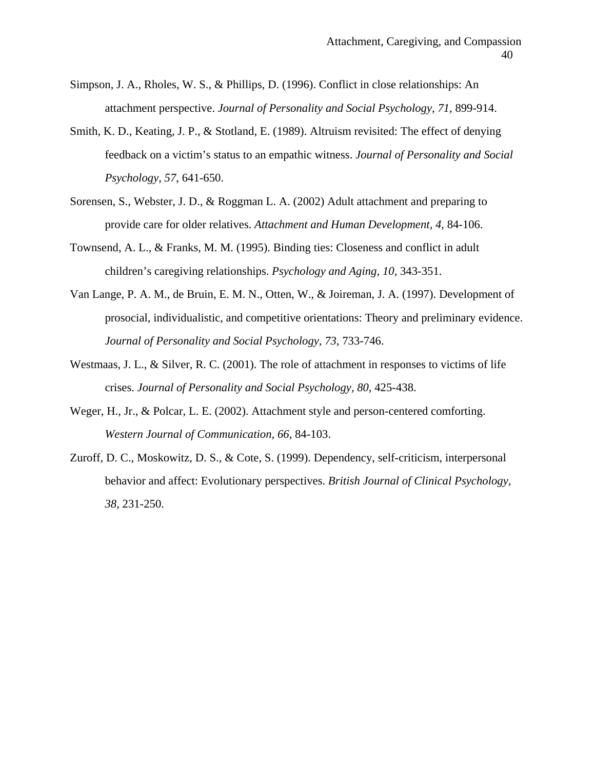Simpson, J. A., Rholes, W. S., & Phillips, D. (1996). Conflict in close relationships: An attachment perspective. *Journal of Personality and Social Psychology, 71*, 899-914.

Smith, K. D., Keating, J. P., & Stotland, E. (1989). Altruism revisited: The effect of denying feedback on a victim's status to an empathic witness. *Journal of Personality and Social Psychology, 57*, 641-650.

Sorensen, S., Webster, J. D., & Roggman L. A. (2002) Adult attachment and preparing to provide care for older relatives. *Attachment and Human Development, 4*, 84-106.

Townsend, A. L., & Franks, M. M. (1995). Binding ties: Closeness and conflict in adult children's caregiving relationships. *Psychology and Aging, 10*, 343-351.

Van Lange, P. A. M., de Bruin, E. M. N., Otten, W., & Joireman, J. A. (1997). Development of prosocial, individualistic, and competitive orientations: Theory and preliminary evidence. *Journal of Personality and Social Psychology, 73*, 733-746.

Westmaas, J. L., & Silver, R. C. (2001). The role of attachment in responses to victims of life crises. *Journal of Personality and Social Psychology, 80*, 425-438.

Weger, H., Jr., & Polcar, L. E. (2002). Attachment style and person-centered comforting. *Western Journal of Communication, 66*, 84-103.

Zuroff, D. C., Moskowitz, D. S., & Cote, S. (1999). Dependency, self-criticism, interpersonal behavior and affect: Evolutionary perspectives. *British Journal of Clinical Psychology, 38*, 231-250.